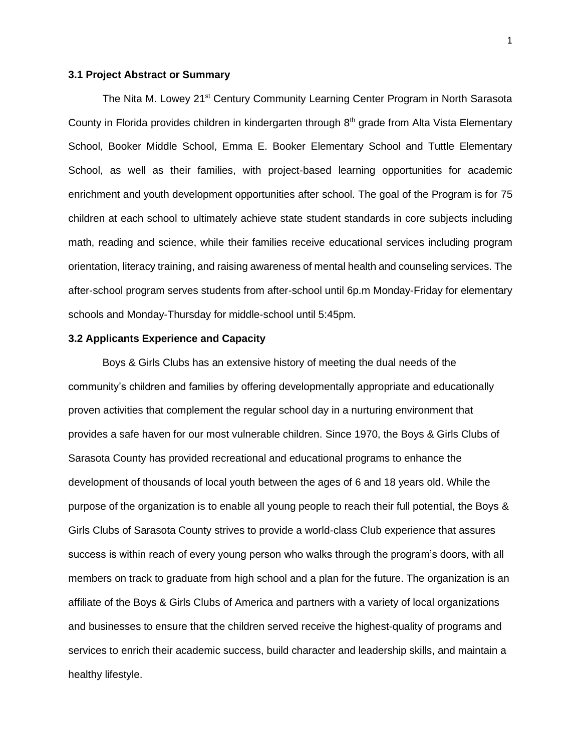### 3.1 Project Abstract or Summary

The Nita M. Lowey 21st Century Community Learning Center Program in North Sarasota County in Florida provides children in kindergarten through 8th grade from Alta Vista Elementary School, Booker Middle School, Emma E. Booker Elementary School and Tuttle Elementary School, as well as their families, with project-based learning opportunities for academic enrichment and youth development opportunities after school. The goal of the Program is for 75 children at each school to ultimately achieve state student standards in core subjects including math, reading and science, while their families receive educational services including program orientation, literacy training, and raising awareness of mental health and counseling services. The after-school program serves students from after-school until 6p.m Monday-Friday for elementary schools and Monday-Thursday for middle-school until 5:45pm.

### 3.2 Applicants Experience and Capacity

Boys & Girls Clubs has an extensive history of meeting the dual needs of the community's children and families by offering developmentally appropriate and educationally proven activities that complement the regular school day in a nurturing environment that provides a safe haven for our most vulnerable children. Since 1970, the Boys & Girls Clubs of Sarasota County has provided recreational and educational programs to enhance the development of thousands of local youth between the ages of 6 and 18 years old. While the purpose of the organization is to enable all young people to reach their full potential, the Boys & Girls Clubs of Sarasota County strives to provide a world-class Club experience that assures success is within reach of every young person who walks through the program's doors, with all members on track to graduate from high school and a plan for the future. The organization is an affiliate of the Boys & Girls Clubs of America and partners with a variety of local organizations and businesses to ensure that the children served receive the highest-quality of programs and services to enrich their academic success, build character and leadership skills, and maintain a healthy lifestyle.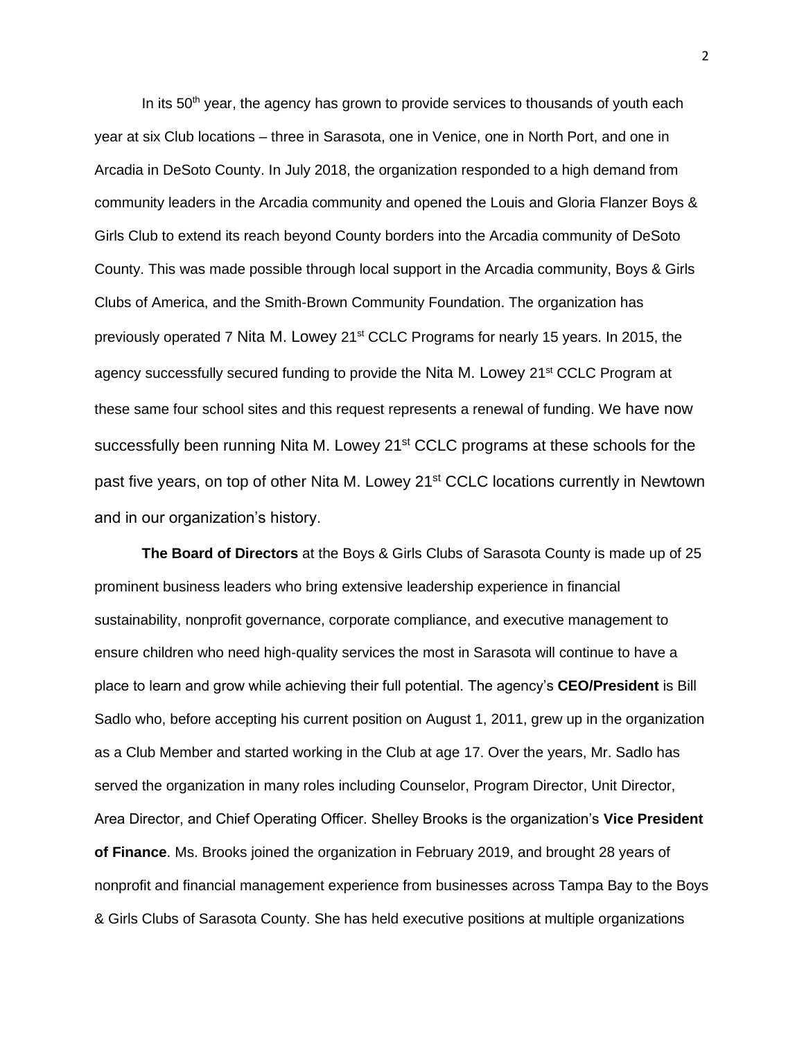In its 50th year, the agency has grown to provide services to thousands of youth each year at six Club locations – three in Sarasota, one in Venice, one in North Port, and one in Arcadia in DeSoto County. In July 2018, the organization responded to a high demand from community leaders in the Arcadia community and opened the Louis and Gloria Flanzer Boys & Girls Club to extend its reach beyond County borders into the Arcadia community of DeSoto County. This was made possible through local support in the Arcadia community, Boys & Girls Clubs of America, and the Smith-Brown Community Foundation. The organization has previously operated 7 Nita M. Lowey 21st CCLC Programs for nearly 15 years. In 2015, the agency successfully secured funding to provide the Nita M. Lowey 21st CCLC Program at these same four school sites and this request represents a renewal of funding. We have now successfully been running Nita M. Lowey 21st CCLC programs at these schools for the past five years, on top of other Nita M. Lowey 21st CCLC locations currently in Newtown and in our organization's history.

**The Board of Directors** at the Boys & Girls Clubs of Sarasota County is made up of 25 prominent business leaders who bring extensive leadership experience in financial sustainability, nonprofit governance, corporate compliance, and executive management to ensure children who need high-quality services the most in Sarasota will continue to have a place to learn and grow while achieving their full potential. The agency's **CEO/President** is Bill Sadlo who, before accepting his current position on August 1, 2011, grew up in the organization as a Club Member and started working in the Club at age 17. Over the years, Mr. Sadlo has served the organization in many roles including Counselor, Program Director, Unit Director, Area Director, and Chief Operating Officer. Shelley Brooks is the organization's **Vice President of Finance**. Ms. Brooks joined the organization in February 2019, and brought 28 years of nonprofit and financial management experience from businesses across Tampa Bay to the Boys & Girls Clubs of Sarasota County. She has held executive positions at multiple organizations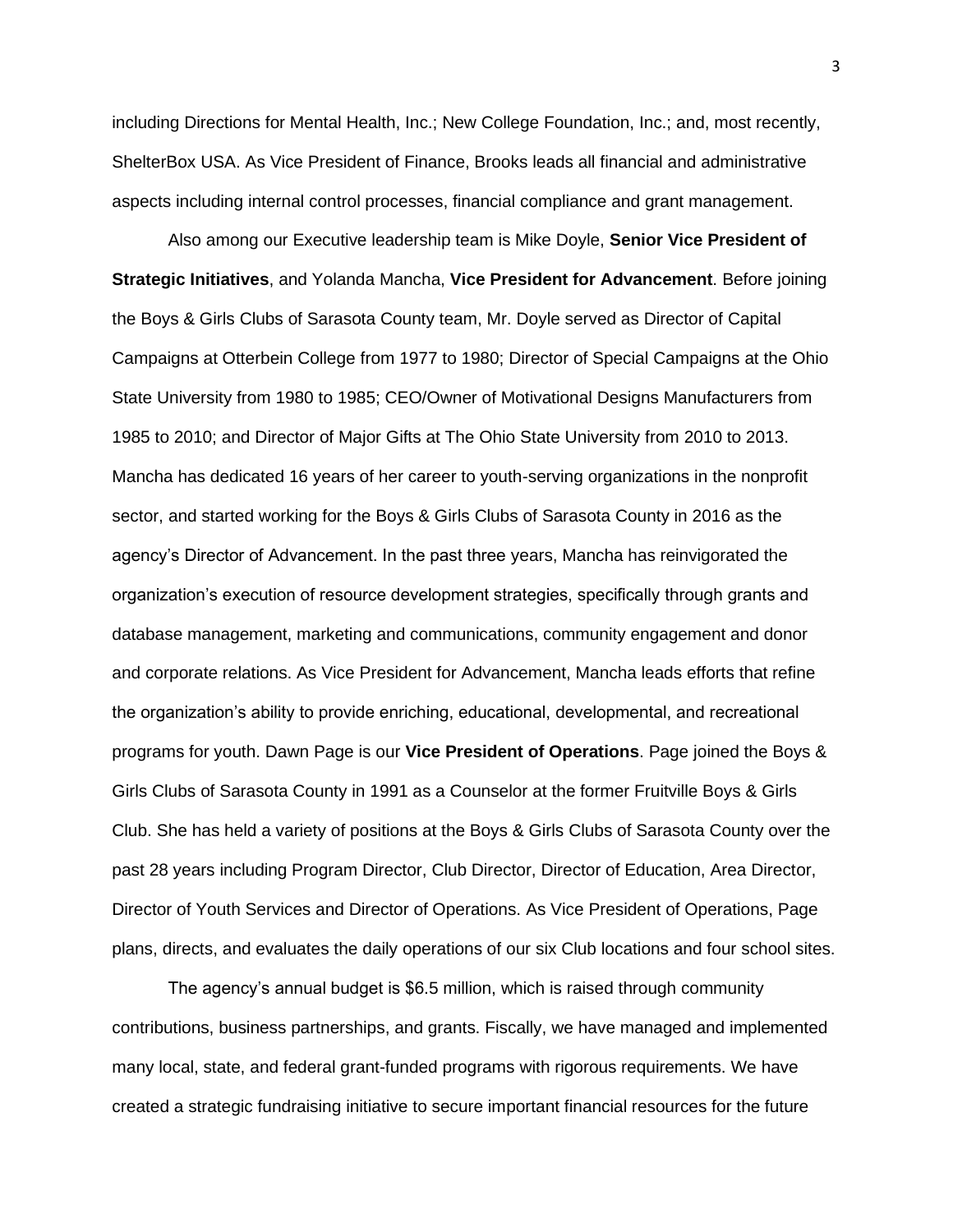including Directions for Mental Health, Inc.; New College Foundation, Inc.; and, most recently, ShelterBox USA. As Vice President of Finance, Brooks leads all financial and administrative aspects including internal control processes, financial compliance and grant management.

Also among our Executive leadership team is Mike Doyle, **Senior Vice President of Strategic Initiatives**, and Yolanda Mancha, **Vice President for Advancement**. Before joining the Boys & Girls Clubs of Sarasota County team, Mr. Doyle served as Director of Capital Campaigns at Otterbein College from 1977 to 1980; Director of Special Campaigns at the Ohio State University from 1980 to 1985; CEO/Owner of Motivational Designs Manufacturers from 1985 to 2010; and Director of Major Gifts at The Ohio State University from 2010 to 2013. Mancha has dedicated 16 years of her career to youth-serving organizations in the nonprofit sector, and started working for the Boys & Girls Clubs of Sarasota County in 2016 as the agency's Director of Advancement. In the past three years, Mancha has reinvigorated the organization's execution of resource development strategies, specifically through grants and database management, marketing and communications, community engagement and donor and corporate relations. As Vice President for Advancement, Mancha leads efforts that refine the organization's ability to provide enriching, educational, developmental, and recreational programs for youth. Dawn Page is our **Vice President of Operations**. Page joined the Boys & Girls Clubs of Sarasota County in 1991 as a Counselor at the former Fruitville Boys & Girls Club. She has held a variety of positions at the Boys & Girls Clubs of Sarasota County over the past 28 years including Program Director, Club Director, Director of Education, Area Director, Director of Youth Services and Director of Operations. As Vice President of Operations, Page plans, directs, and evaluates the daily operations of our six Club locations and four school sites.

The agency's annual budget is $6.5 million, which is raised through community contributions, business partnerships, and grants. Fiscally, we have managed and implemented many local, state, and federal grant-funded programs with rigorous requirements. We have created a strategic fundraising initiative to secure important financial resources for the future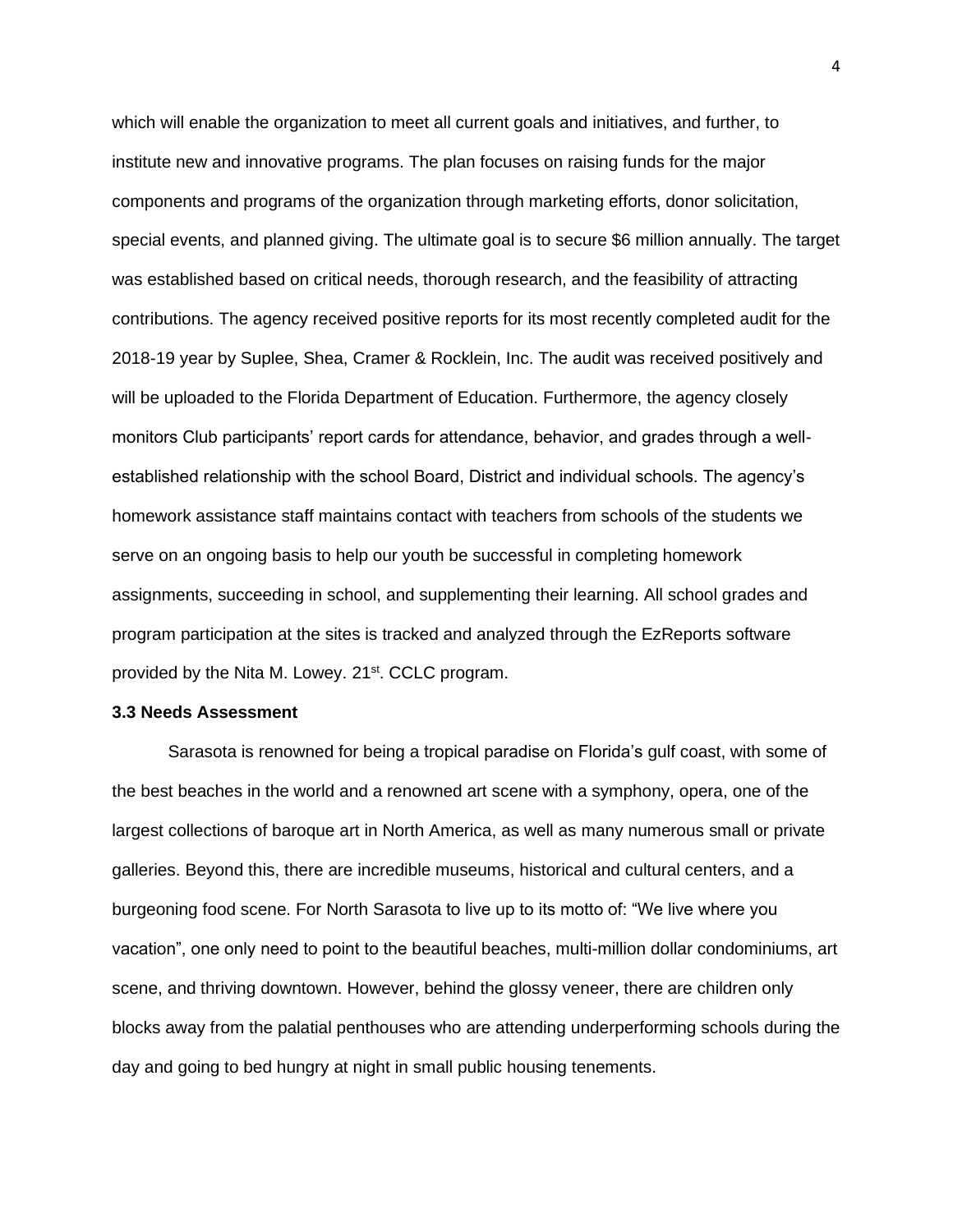which will enable the organization to meet all current goals and initiatives, and further, to institute new and innovative programs. The plan focuses on raising funds for the major components and programs of the organization through marketing efforts, donor solicitation, special events, and planned giving. The ultimate goal is to secure $6 million annually. The target was established based on critical needs, thorough research, and the feasibility of attracting contributions. The agency received positive reports for its most recently completed audit for the 2018-19 year by Suplee, Shea, Cramer & Rocklein, Inc. The audit was received positively and will be uploaded to the Florida Department of Education. Furthermore, the agency closely monitors Club participants' report cards for attendance, behavior, and grades through a well-established relationship with the school Board, District and individual schools. The agency's homework assistance staff maintains contact with teachers from schools of the students we serve on an ongoing basis to help our youth be successful in completing homework assignments, succeeding in school, and supplementing their learning. All school grades and program participation at the sites is tracked and analyzed through the EzReports software provided by the Nita M. Lowey. 21st. CCLC program.

**3.3 Needs Assessment**

Sarasota is renowned for being a tropical paradise on Florida's gulf coast, with some of the best beaches in the world and a renowned art scene with a symphony, opera, one of the largest collections of baroque art in North America, as well as many numerous small or private galleries. Beyond this, there are incredible museums, historical and cultural centers, and a burgeoning food scene. For North Sarasota to live up to its motto of: "We live where you vacation", one only need to point to the beautiful beaches, multi-million dollar condominiums, art scene, and thriving downtown. However, behind the glossy veneer, there are children only blocks away from the palatial penthouses who are attending underperforming schools during the day and going to bed hungry at night in small public housing tenements.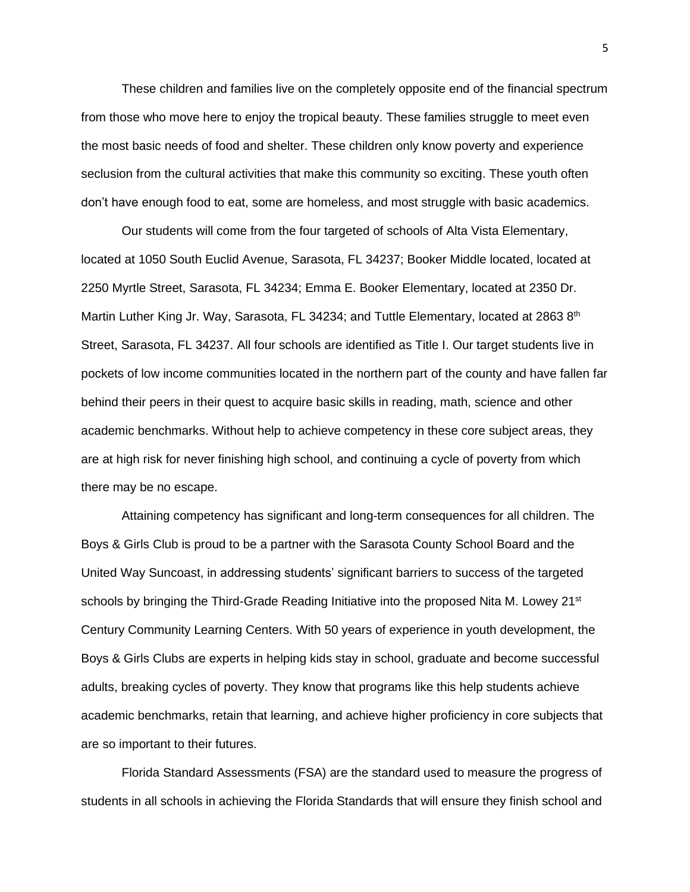These children and families live on the completely opposite end of the financial spectrum from those who move here to enjoy the tropical beauty. These families struggle to meet even the most basic needs of food and shelter. These children only know poverty and experience seclusion from the cultural activities that make this community so exciting. These youth often don't have enough food to eat, some are homeless, and most struggle with basic academics.

Our students will come from the four targeted of schools of Alta Vista Elementary, located at 1050 South Euclid Avenue, Sarasota, FL 34237; Booker Middle located, located at 2250 Myrtle Street, Sarasota, FL 34234; Emma E. Booker Elementary, located at 2350 Dr. Martin Luther King Jr. Way, Sarasota, FL 34234; and Tuttle Elementary, located at 2863 8th Street, Sarasota, FL 34237. All four schools are identified as Title I. Our target students live in pockets of low income communities located in the northern part of the county and have fallen far behind their peers in their quest to acquire basic skills in reading, math, science and other academic benchmarks. Without help to achieve competency in these core subject areas, they are at high risk for never finishing high school, and continuing a cycle of poverty from which there may be no escape.

Attaining competency has significant and long-term consequences for all children. The Boys & Girls Club is proud to be a partner with the Sarasota County School Board and the United Way Suncoast, in addressing students' significant barriers to success of the targeted schools by bringing the Third-Grade Reading Initiative into the proposed Nita M. Lowey 21st Century Community Learning Centers. With 50 years of experience in youth development, the Boys & Girls Clubs are experts in helping kids stay in school, graduate and become successful adults, breaking cycles of poverty. They know that programs like this help students achieve academic benchmarks, retain that learning, and achieve higher proficiency in core subjects that are so important to their futures.

Florida Standard Assessments (FSA) are the standard used to measure the progress of students in all schools in achieving the Florida Standards that will ensure they finish school and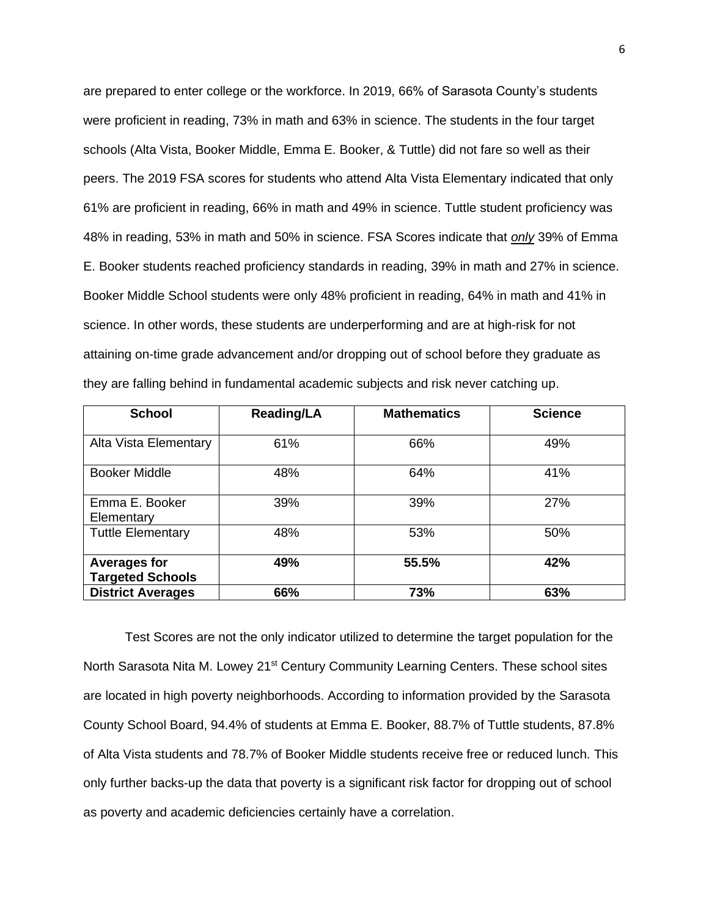are prepared to enter college or the workforce. In 2019, 66% of Sarasota County's students were proficient in reading, 73% in math and 63% in science. The students in the four target schools (Alta Vista, Booker Middle, Emma E. Booker, & Tuttle) did not fare so well as their peers. The 2019 FSA scores for students who attend Alta Vista Elementary indicated that only 61% are proficient in reading, 66% in math and 49% in science. Tuttle student proficiency was 48% in reading, 53% in math and 50% in science. FSA Scores indicate that ***only*** 39% of Emma E. Booker students reached proficiency standards in reading, 39% in math and 27% in science. Booker Middle School students were only 48% proficient in reading, 64% in math and 41% in science. In other words, these students are underperforming and are at high-risk for not attaining on-time grade advancement and/or dropping out of school before they graduate as they are falling behind in fundamental academic subjects and risk never catching up.

| School | Reading/LA | Mathematics | Science |
|---|---|---|---|
| Alta Vista Elementary | 61% | 66% | 49% |
| Booker Middle | 48% | 64% | 41% |
| Emma E. Booker Elementary | 39% | 39% | 27% |
| Tuttle Elementary | 48% | 53% | 50% |
| **Averages for Targeted Schools** | **49%** | **55.5%** | **42%** |
| **District Averages** | **66%** | **73%** | **63%** |

Test Scores are not the only indicator utilized to determine the target population for the North Sarasota Nita M. Lowey 21st Century Community Learning Centers. These school sites are located in high poverty neighborhoods. According to information provided by the Sarasota County School Board, 94.4% of students at Emma E. Booker, 88.7% of Tuttle students, 87.8% of Alta Vista students and 78.7% of Booker Middle students receive free or reduced lunch. This only further backs-up the data that poverty is a significant risk factor for dropping out of school as poverty and academic deficiencies certainly have a correlation.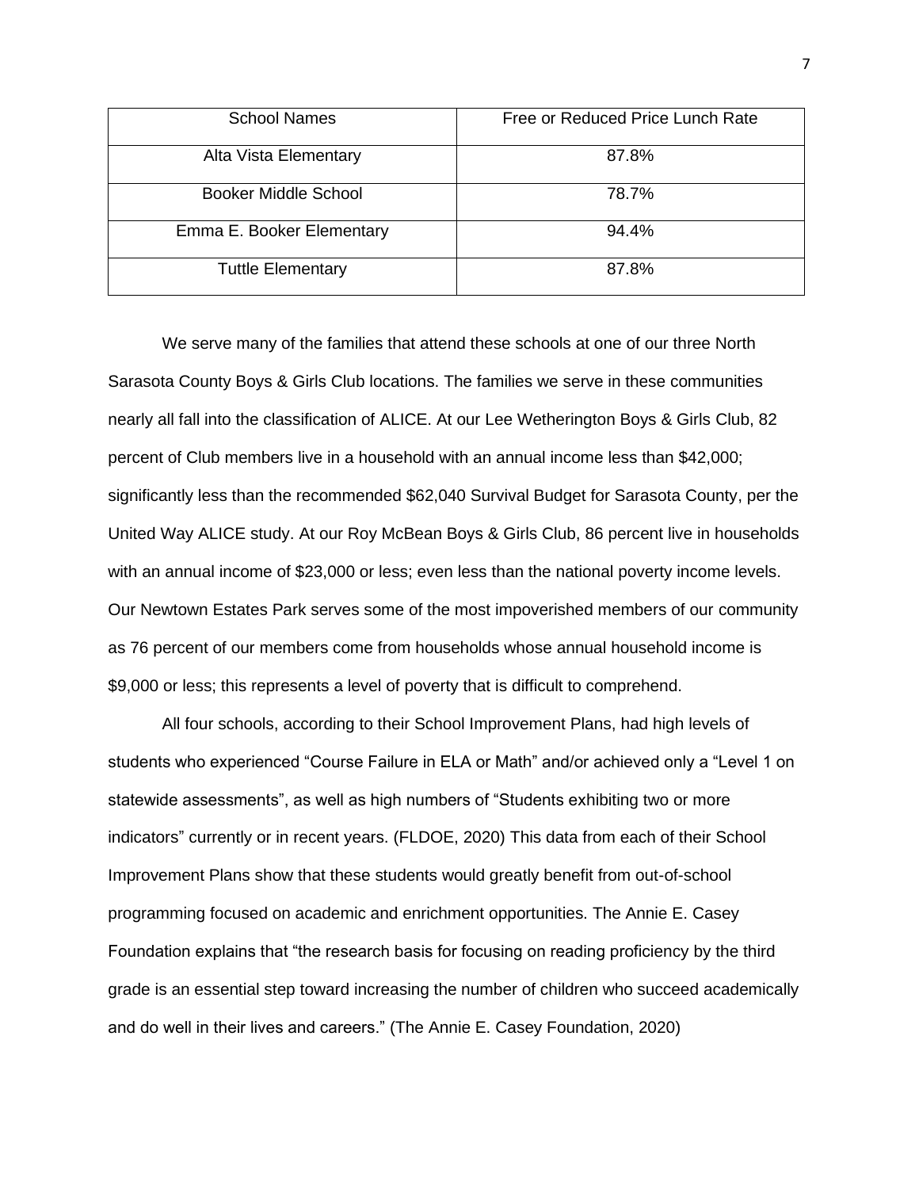| School Names | Free or Reduced Price Lunch Rate |
|---|---|
| Alta Vista Elementary | 87.8% |
| Booker Middle School | 78.7% |
| Emma E. Booker Elementary | 94.4% |
| Tuttle Elementary | 87.8% |

We serve many of the families that attend these schools at one of our three North Sarasota County Boys & Girls Club locations. The families we serve in these communities nearly all fall into the classification of ALICE. At our Lee Wetherington Boys & Girls Club, 82 percent of Club members live in a household with an annual income less than $42,000; significantly less than the recommended $62,040 Survival Budget for Sarasota County, per the United Way ALICE study. At our Roy McBean Boys & Girls Club, 86 percent live in households with an annual income of $23,000 or less; even less than the national poverty income levels. Our Newtown Estates Park serves some of the most impoverished members of our community as 76 percent of our members come from households whose annual household income is $9,000 or less; this represents a level of poverty that is difficult to comprehend.

All four schools, according to their School Improvement Plans, had high levels of students who experienced "Course Failure in ELA or Math" and/or achieved only a "Level 1 on statewide assessments", as well as high numbers of "Students exhibiting two or more indicators" currently or in recent years. (FLDOE, 2020) This data from each of their School Improvement Plans show that these students would greatly benefit from out-of-school programming focused on academic and enrichment opportunities. The Annie E. Casey Foundation explains that "the research basis for focusing on reading proficiency by the third grade is an essential step toward increasing the number of children who succeed academically and do well in their lives and careers." (The Annie E. Casey Foundation, 2020)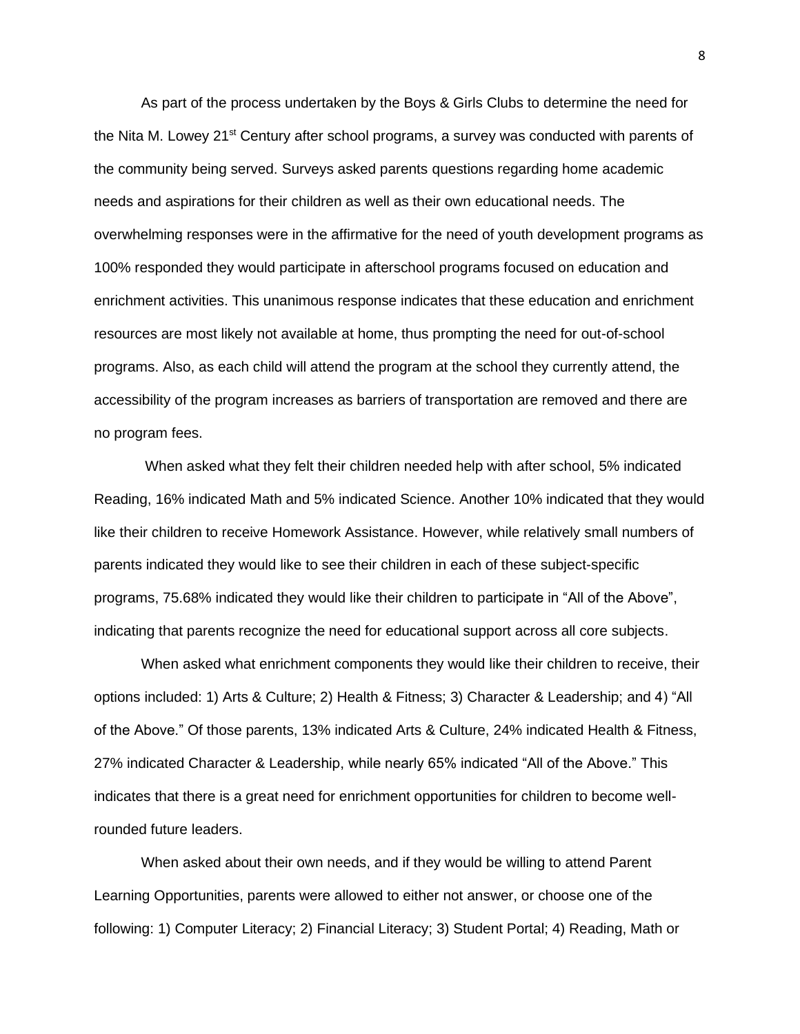As part of the process undertaken by the Boys & Girls Clubs to determine the need for the Nita M. Lowey 21st Century after school programs, a survey was conducted with parents of the community being served. Surveys asked parents questions regarding home academic needs and aspirations for their children as well as their own educational needs. The overwhelming responses were in the affirmative for the need of youth development programs as 100% responded they would participate in afterschool programs focused on education and enrichment activities. This unanimous response indicates that these education and enrichment resources are most likely not available at home, thus prompting the need for out-of-school programs. Also, as each child will attend the program at the school they currently attend, the accessibility of the program increases as barriers of transportation are removed and there are no program fees.

When asked what they felt their children needed help with after school, 5% indicated Reading, 16% indicated Math and 5% indicated Science. Another 10% indicated that they would like their children to receive Homework Assistance. However, while relatively small numbers of parents indicated they would like to see their children in each of these subject-specific programs, 75.68% indicated they would like their children to participate in "All of the Above", indicating that parents recognize the need for educational support across all core subjects.

When asked what enrichment components they would like their children to receive, their options included: 1) Arts & Culture; 2) Health & Fitness; 3) Character & Leadership; and 4) "All of the Above." Of those parents, 13% indicated Arts & Culture, 24% indicated Health & Fitness, 27% indicated Character & Leadership, while nearly 65% indicated "All of the Above." This indicates that there is a great need for enrichment opportunities for children to become well-rounded future leaders.

When asked about their own needs, and if they would be willing to attend Parent Learning Opportunities, parents were allowed to either not answer, or choose one of the following: 1) Computer Literacy; 2) Financial Literacy; 3) Student Portal; 4) Reading, Math or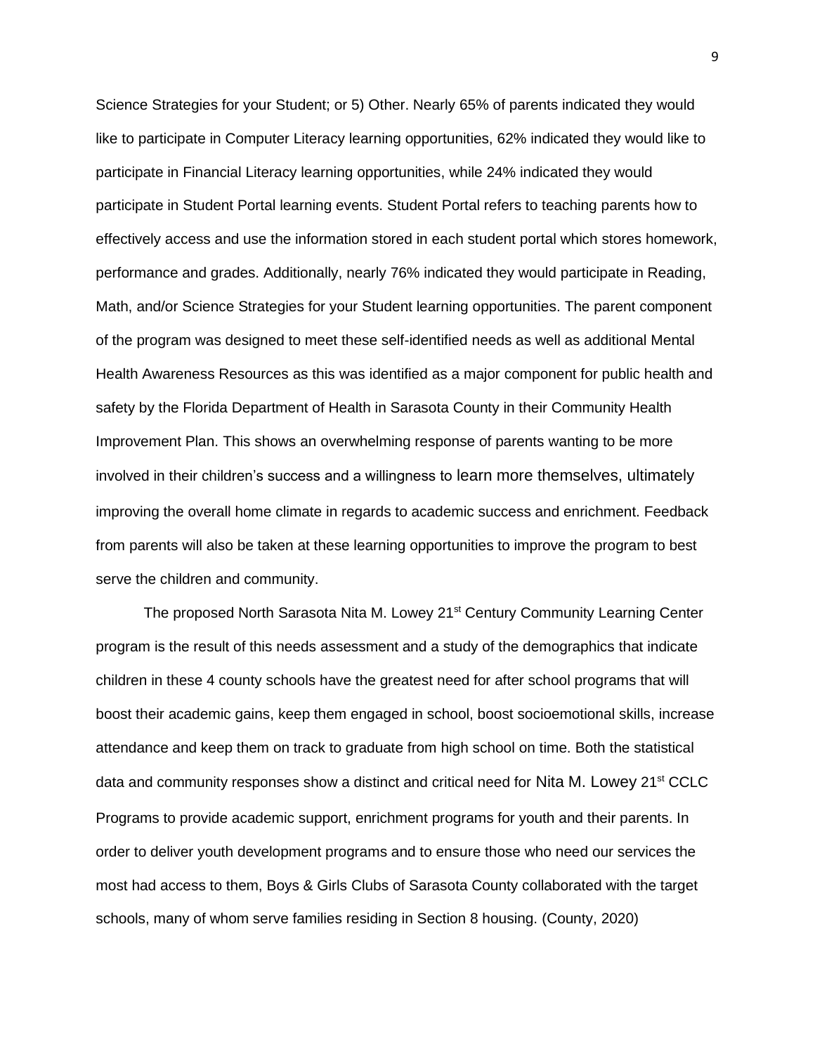Science Strategies for your Student; or 5) Other. Nearly 65% of parents indicated they would like to participate in Computer Literacy learning opportunities, 62% indicated they would like to participate in Financial Literacy learning opportunities, while 24% indicated they would participate in Student Portal learning events. Student Portal refers to teaching parents how to effectively access and use the information stored in each student portal which stores homework, performance and grades. Additionally, nearly 76% indicated they would participate in Reading, Math, and/or Science Strategies for your Student learning opportunities. The parent component of the program was designed to meet these self-identified needs as well as additional Mental Health Awareness Resources as this was identified as a major component for public health and safety by the Florida Department of Health in Sarasota County in their Community Health Improvement Plan. This shows an overwhelming response of parents wanting to be more involved in their children's success and a willingness to learn more themselves, ultimately improving the overall home climate in regards to academic success and enrichment. Feedback from parents will also be taken at these learning opportunities to improve the program to best serve the children and community.

The proposed North Sarasota Nita M. Lowey 21st Century Community Learning Center program is the result of this needs assessment and a study of the demographics that indicate children in these 4 county schools have the greatest need for after school programs that will boost their academic gains, keep them engaged in school, boost socioemotional skills, increase attendance and keep them on track to graduate from high school on time. Both the statistical data and community responses show a distinct and critical need for Nita M. Lowey 21st CCLC Programs to provide academic support, enrichment programs for youth and their parents. In order to deliver youth development programs and to ensure those who need our services the most had access to them, Boys & Girls Clubs of Sarasota County collaborated with the target schools, many of whom serve families residing in Section 8 housing. (County, 2020)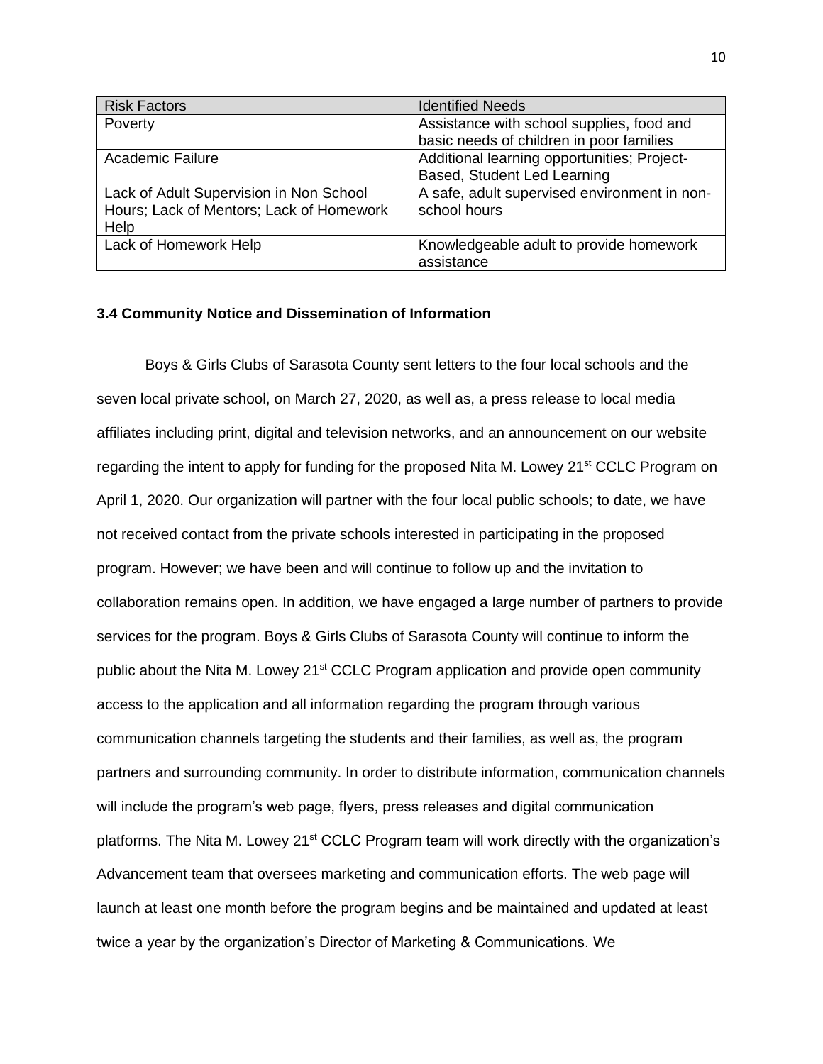| Risk Factors | Identified Needs |
|---|---|
| Poverty | Assistance with school supplies, food and basic needs of children in poor families |
| Academic Failure | Additional learning opportunities; Project-Based, Student Led Learning |
| Lack of Adult Supervision in Non School Hours; Lack of Mentors; Lack of Homework Help | A safe, adult supervised environment in non-school hours |
| Lack of Homework Help | Knowledgeable adult to provide homework assistance |

### 3.4 Community Notice and Dissemination of Information

Boys & Girls Clubs of Sarasota County sent letters to the four local schools and the seven local private school, on March 27, 2020, as well as, a press release to local media affiliates including print, digital and television networks, and an announcement on our website regarding the intent to apply for funding for the proposed Nita M. Lowey 21st CCLC Program on April 1, 2020. Our organization will partner with the four local public schools; to date, we have not received contact from the private schools interested in participating in the proposed program. However; we have been and will continue to follow up and the invitation to collaboration remains open. In addition, we have engaged a large number of partners to provide services for the program. Boys & Girls Clubs of Sarasota County will continue to inform the public about the Nita M. Lowey 21st CCLC Program application and provide open community access to the application and all information regarding the program through various communication channels targeting the students and their families, as well as, the program partners and surrounding community. In order to distribute information, communication channels will include the program's web page, flyers, press releases and digital communication platforms. The Nita M. Lowey 21st CCLC Program team will work directly with the organization's Advancement team that oversees marketing and communication efforts. The web page will launch at least one month before the program begins and be maintained and updated at least twice a year by the organization's Director of Marketing & Communications. We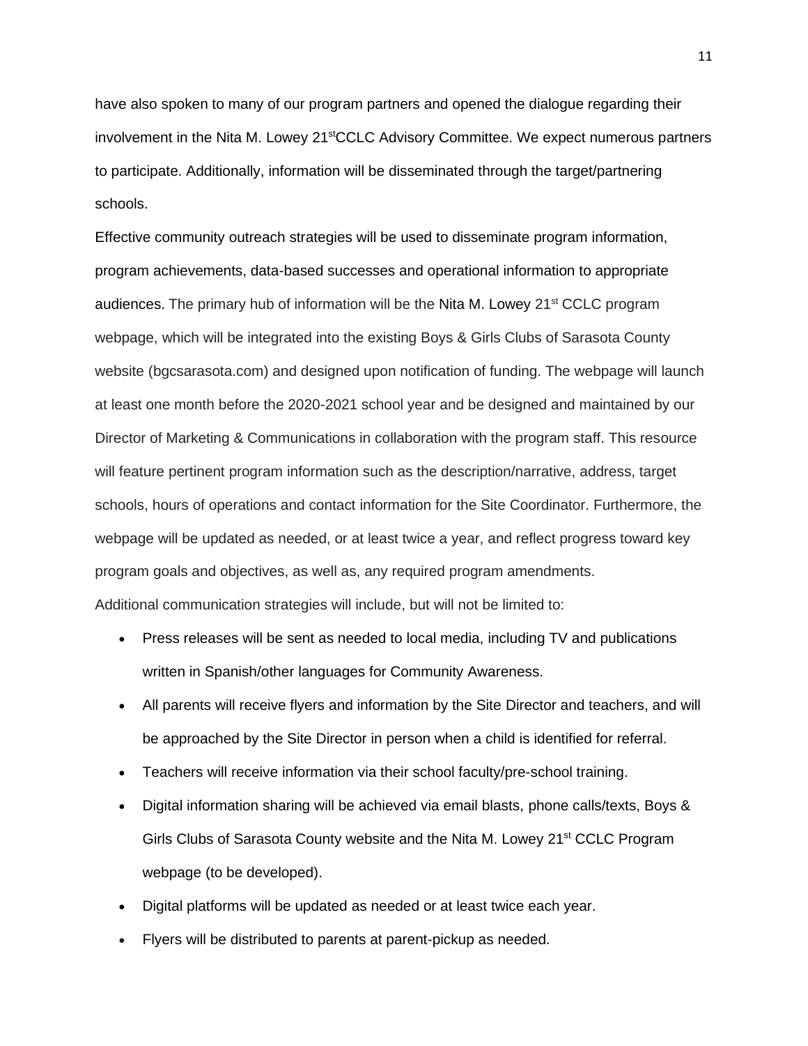have also spoken to many of our program partners and opened the dialogue regarding their involvement in the Nita M. Lowey 21[st]CCLC Advisory Committee. We expect numerous partners to participate. Additionally, information will be disseminated through the target/partnering schools.

Effective community outreach strategies will be used to disseminate program information, program achievements, data-based successes and operational information to appropriate audiences. The primary hub of information will be the Nita M. Lowey 21[st] CCLC program webpage, which will be integrated into the existing Boys & Girls Clubs of Sarasota County website (bgcsarasota.com) and designed upon notification of funding. The webpage will launch at least one month before the 2020-2021 school year and be designed and maintained by our Director of Marketing & Communications in collaboration with the program staff. This resource will feature pertinent program information such as the description/narrative, address, target schools, hours of operations and contact information for the Site Coordinator. Furthermore, the webpage will be updated as needed, or at least twice a year, and reflect progress toward key program goals and objectives, as well as, any required program amendments.

Additional communication strategies will include, but will not be limited to:

- Press releases will be sent as needed to local media, including TV and publications written in Spanish/other languages for Community Awareness.
- All parents will receive flyers and information by the Site Director and teachers, and will be approached by the Site Director in person when a child is identified for referral.
- Teachers will receive information via their school faculty/pre-school training.
- Digital information sharing will be achieved via email blasts, phone calls/texts, Boys & Girls Clubs of Sarasota County website and the Nita M. Lowey 21[st] CCLC Program webpage (to be developed).
- Digital platforms will be updated as needed or at least twice each year.
- Flyers will be distributed to parents at parent-pickup as needed.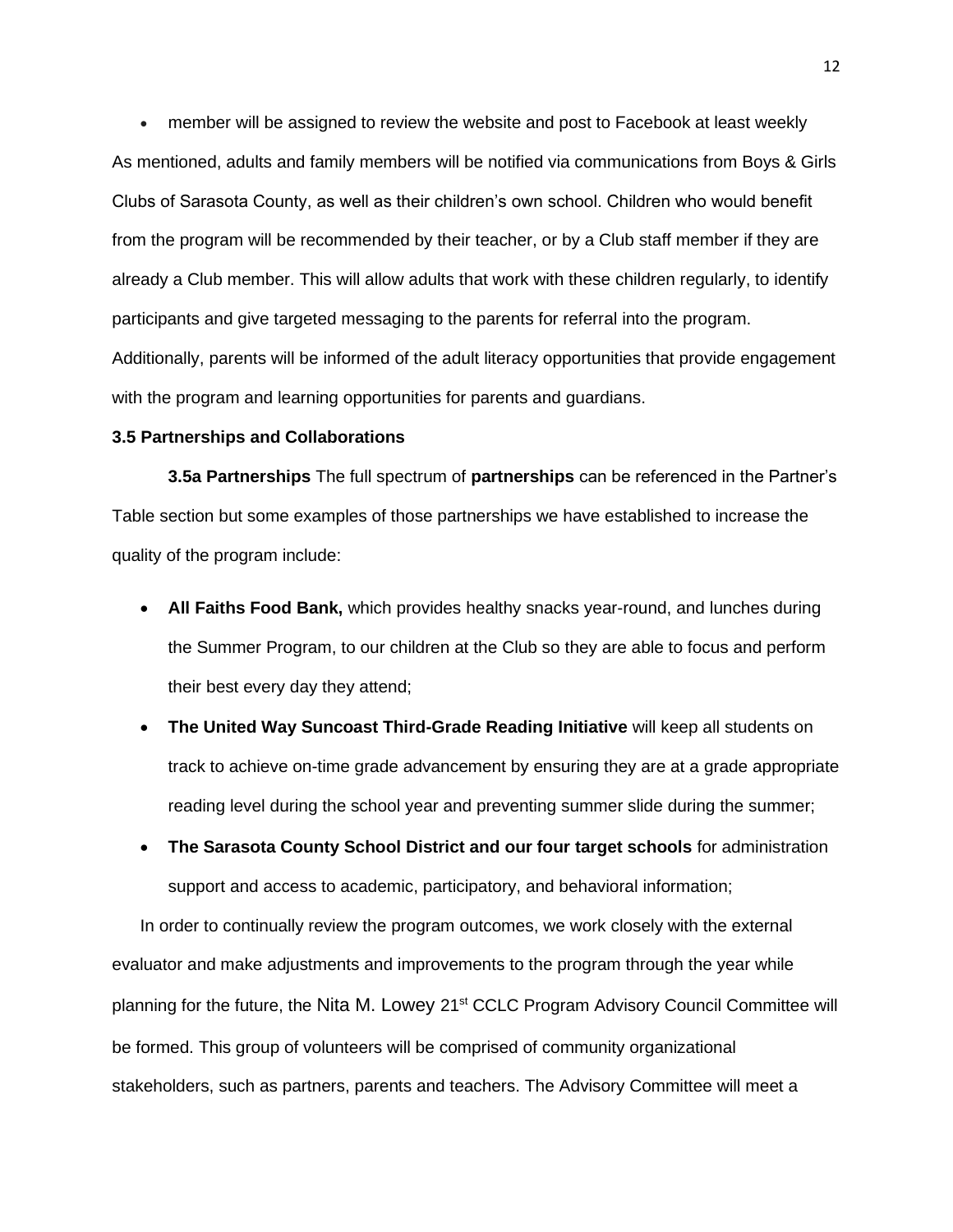- member will be assigned to review the website and post to Facebook at least weekly

As mentioned, adults and family members will be notified via communications from Boys & Girls Clubs of Sarasota County, as well as their children's own school. Children who would benefit from the program will be recommended by their teacher, or by a Club staff member if they are already a Club member. This will allow adults that work with these children regularly, to identify participants and give targeted messaging to the parents for referral into the program. Additionally, parents will be informed of the adult literacy opportunities that provide engagement with the program and learning opportunities for parents and guardians.

### 3.5 Partnerships and Collaborations

**3.5a Partnerships** The full spectrum of **partnerships** can be referenced in the Partner's Table section but some examples of those partnerships we have established to increase the quality of the program include:

- **All Faiths Food Bank,** which provides healthy snacks year-round, and lunches during the Summer Program, to our children at the Club so they are able to focus and perform their best every day they attend;
- **The United Way Suncoast Third-Grade Reading Initiative** will keep all students on track to achieve on-time grade advancement by ensuring they are at a grade appropriate reading level during the school year and preventing summer slide during the summer;
- **The Sarasota County School District and our four target schools** for administration support and access to academic, participatory, and behavioral information;

In order to continually review the program outcomes, we work closely with the external evaluator and make adjustments and improvements to the program through the year while planning for the future, the Nita M. Lowey 21st CCLC Program Advisory Council Committee will be formed. This group of volunteers will be comprised of community organizational stakeholders, such as partners, parents and teachers. The Advisory Committee will meet a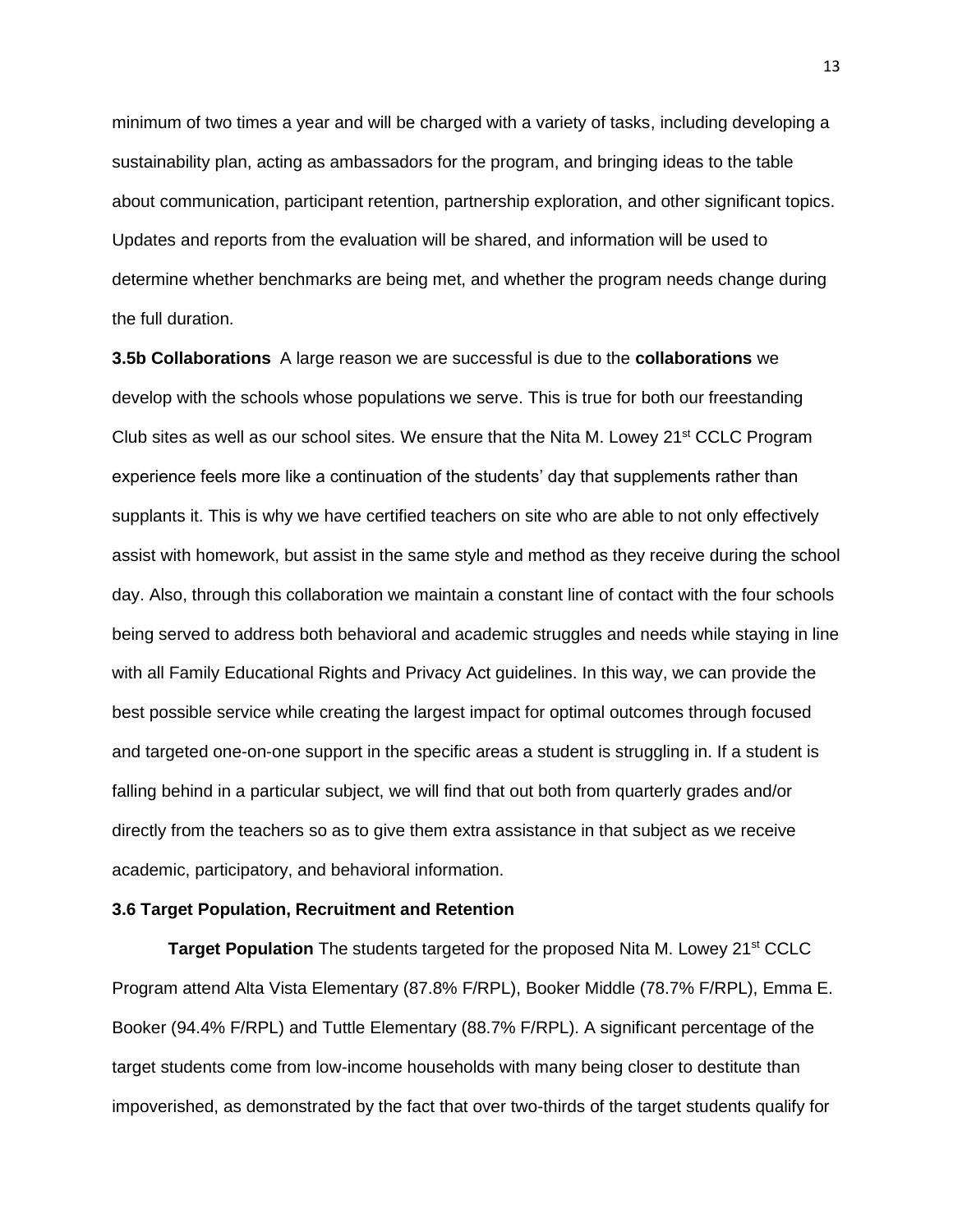minimum of two times a year and will be charged with a variety of tasks, including developing a sustainability plan, acting as ambassadors for the program, and bringing ideas to the table about communication, participant retention, partnership exploration, and other significant topics. Updates and reports from the evaluation will be shared, and information will be used to determine whether benchmarks are being met, and whether the program needs change during the full duration.

**3.5b Collaborations** A large reason we are successful is due to the **collaborations** we develop with the schools whose populations we serve. This is true for both our freestanding Club sites as well as our school sites. We ensure that the Nita M. Lowey 21st CCLC Program experience feels more like a continuation of the students' day that supplements rather than supplants it. This is why we have certified teachers on site who are able to not only effectively assist with homework, but assist in the same style and method as they receive during the school day. Also, through this collaboration we maintain a constant line of contact with the four schools being served to address both behavioral and academic struggles and needs while staying in line with all Family Educational Rights and Privacy Act guidelines. In this way, we can provide the best possible service while creating the largest impact for optimal outcomes through focused and targeted one-on-one support in the specific areas a student is struggling in. If a student is falling behind in a particular subject, we will find that out both from quarterly grades and/or directly from the teachers so as to give them extra assistance in that subject as we receive academic, participatory, and behavioral information.

**3.6 Target Population, Recruitment and Retention**

**Target Population** The students targeted for the proposed Nita M. Lowey 21st CCLC Program attend Alta Vista Elementary (87.8% F/RPL), Booker Middle (78.7% F/RPL), Emma E. Booker (94.4% F/RPL) and Tuttle Elementary (88.7% F/RPL). A significant percentage of the target students come from low-income households with many being closer to destitute than impoverished, as demonstrated by the fact that over two-thirds of the target students qualify for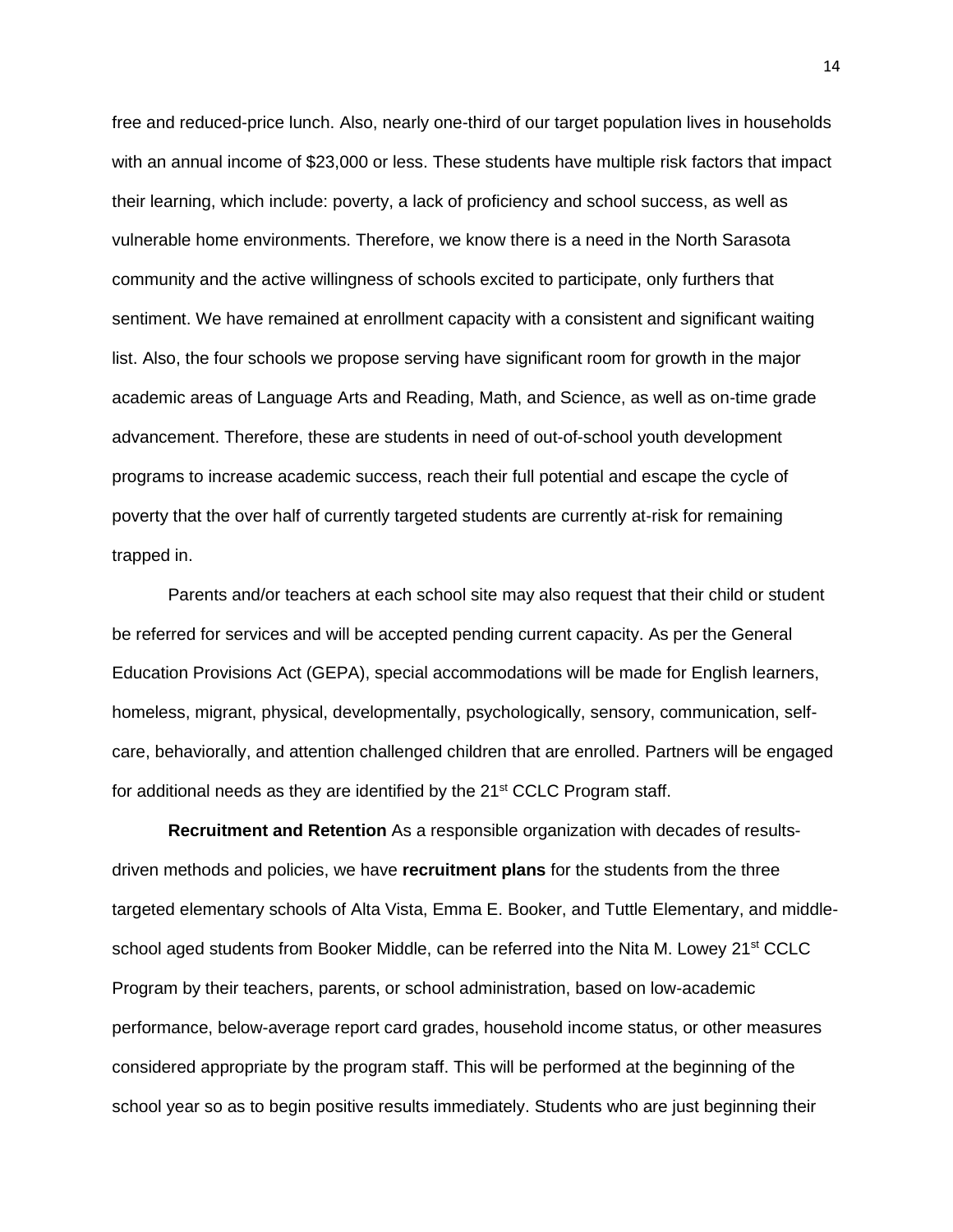free and reduced-price lunch. Also, nearly one-third of our target population lives in households with an annual income of $23,000 or less. These students have multiple risk factors that impact their learning, which include: poverty, a lack of proficiency and school success, as well as vulnerable home environments. Therefore, we know there is a need in the North Sarasota community and the active willingness of schools excited to participate, only furthers that sentiment. We have remained at enrollment capacity with a consistent and significant waiting list. Also, the four schools we propose serving have significant room for growth in the major academic areas of Language Arts and Reading, Math, and Science, as well as on-time grade advancement. Therefore, these are students in need of out-of-school youth development programs to increase academic success, reach their full potential and escape the cycle of poverty that the over half of currently targeted students are currently at-risk for remaining trapped in.

Parents and/or teachers at each school site may also request that their child or student be referred for services and will be accepted pending current capacity. As per the General Education Provisions Act (GEPA), special accommodations will be made for English learners, homeless, migrant, physical, developmentally, psychologically, sensory, communication, self-care, behaviorally, and attention challenged children that are enrolled. Partners will be engaged for additional needs as they are identified by the 21st CCLC Program staff.

**Recruitment and Retention** As a responsible organization with decades of results-driven methods and policies, we have **recruitment plans** for the students from the three targeted elementary schools of Alta Vista, Emma E. Booker, and Tuttle Elementary, and middle-school aged students from Booker Middle, can be referred into the Nita M. Lowey 21st CCLC Program by their teachers, parents, or school administration, based on low-academic performance, below-average report card grades, household income status, or other measures considered appropriate by the program staff. This will be performed at the beginning of the school year so as to begin positive results immediately. Students who are just beginning their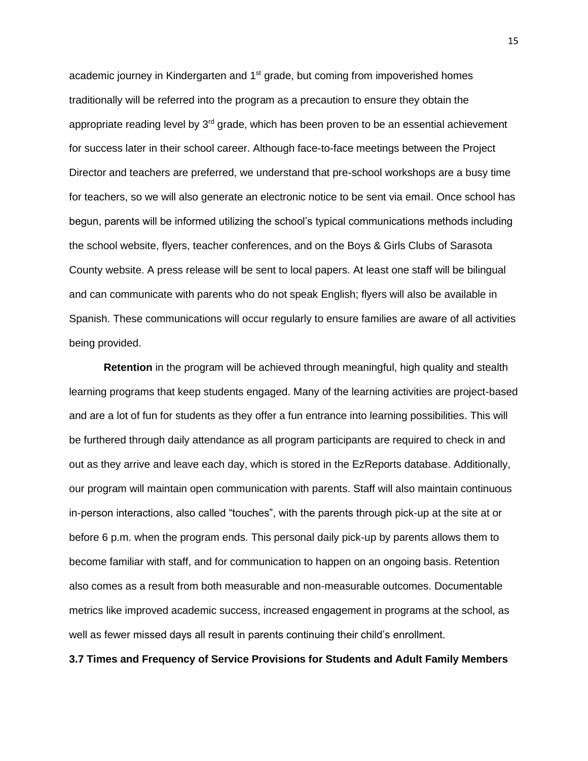academic journey in Kindergarten and 1st grade, but coming from impoverished homes traditionally will be referred into the program as a precaution to ensure they obtain the appropriate reading level by 3rd grade, which has been proven to be an essential achievement for success later in their school career. Although face-to-face meetings between the Project Director and teachers are preferred, we understand that pre-school workshops are a busy time for teachers, so we will also generate an electronic notice to be sent via email. Once school has begun, parents will be informed utilizing the school's typical communications methods including the school website, flyers, teacher conferences, and on the Boys & Girls Clubs of Sarasota County website. A press release will be sent to local papers. At least one staff will be bilingual and can communicate with parents who do not speak English; flyers will also be available in Spanish. These communications will occur regularly to ensure families are aware of all activities being provided.

**Retention** in the program will be achieved through meaningful, high quality and stealth learning programs that keep students engaged. Many of the learning activities are project-based and are a lot of fun for students as they offer a fun entrance into learning possibilities. This will be furthered through daily attendance as all program participants are required to check in and out as they arrive and leave each day, which is stored in the EzReports database. Additionally, our program will maintain open communication with parents. Staff will also maintain continuous in-person interactions, also called "touches", with the parents through pick-up at the site at or before 6 p.m. when the program ends. This personal daily pick-up by parents allows them to become familiar with staff, and for communication to happen on an ongoing basis. Retention also comes as a result from both measurable and non-measurable outcomes. Documentable metrics like improved academic success, increased engagement in programs at the school, as well as fewer missed days all result in parents continuing their child's enrollment.

**3.7 Times and Frequency of Service Provisions for Students and Adult Family Members**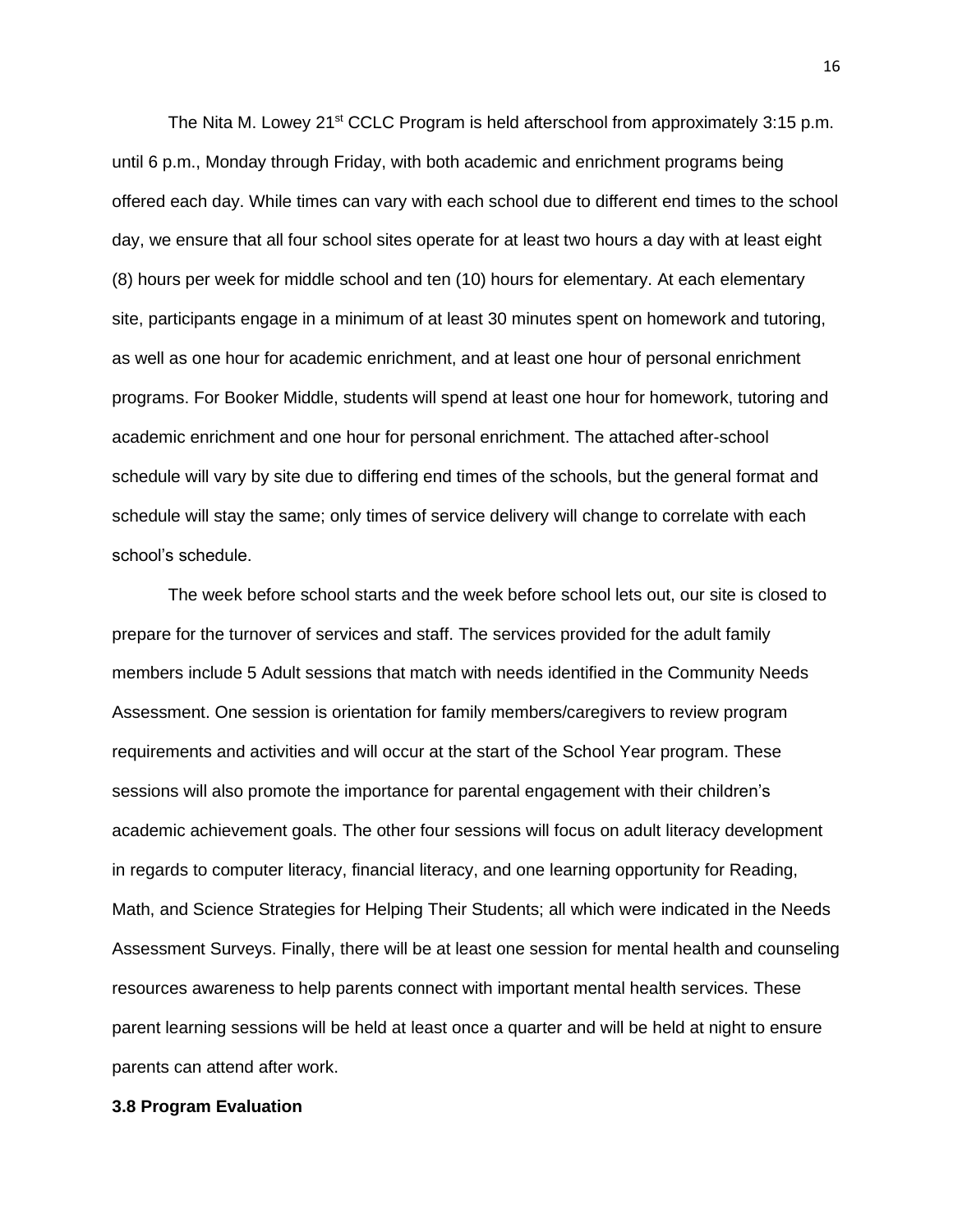The Nita M. Lowey 21st CCLC Program is held afterschool from approximately 3:15 p.m. until 6 p.m., Monday through Friday, with both academic and enrichment programs being offered each day. While times can vary with each school due to different end times to the school day, we ensure that all four school sites operate for at least two hours a day with at least eight (8) hours per week for middle school and ten (10) hours for elementary. At each elementary site, participants engage in a minimum of at least 30 minutes spent on homework and tutoring, as well as one hour for academic enrichment, and at least one hour of personal enrichment programs. For Booker Middle, students will spend at least one hour for homework, tutoring and academic enrichment and one hour for personal enrichment. The attached after-school schedule will vary by site due to differing end times of the schools, but the general format and schedule will stay the same; only times of service delivery will change to correlate with each school's schedule.

The week before school starts and the week before school lets out, our site is closed to prepare for the turnover of services and staff. The services provided for the adult family members include 5 Adult sessions that match with needs identified in the Community Needs Assessment. One session is orientation for family members/caregivers to review program requirements and activities and will occur at the start of the School Year program. These sessions will also promote the importance for parental engagement with their children's academic achievement goals. The other four sessions will focus on adult literacy development in regards to computer literacy, financial literacy, and one learning opportunity for Reading, Math, and Science Strategies for Helping Their Students; all which were indicated in the Needs Assessment Surveys. Finally, there will be at least one session for mental health and counseling resources awareness to help parents connect with important mental health services. These parent learning sessions will be held at least once a quarter and will be held at night to ensure parents can attend after work.

**3.8 Program Evaluation**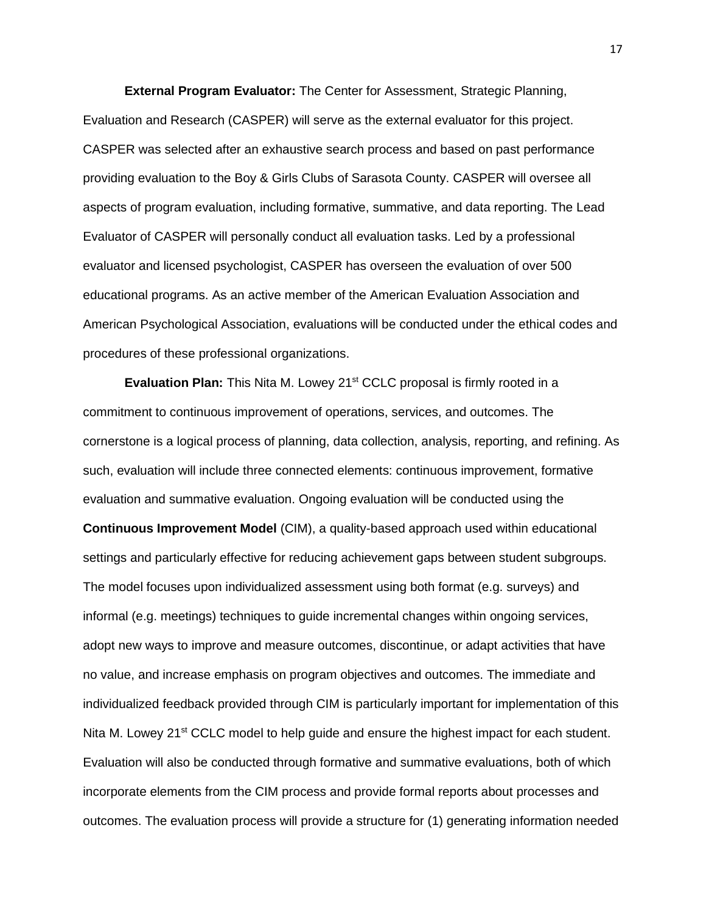**External Program Evaluator:** The Center for Assessment, Strategic Planning, Evaluation and Research (CASPER) will serve as the external evaluator for this project. CASPER was selected after an exhaustive search process and based on past performance providing evaluation to the Boy & Girls Clubs of Sarasota County. CASPER will oversee all aspects of program evaluation, including formative, summative, and data reporting. The Lead Evaluator of CASPER will personally conduct all evaluation tasks. Led by a professional evaluator and licensed psychologist, CASPER has overseen the evaluation of over 500 educational programs. As an active member of the American Evaluation Association and American Psychological Association, evaluations will be conducted under the ethical codes and procedures of these professional organizations.

**Evaluation Plan:** This Nita M. Lowey 21st CCLC proposal is firmly rooted in a commitment to continuous improvement of operations, services, and outcomes. The cornerstone is a logical process of planning, data collection, analysis, reporting, and refining. As such, evaluation will include three connected elements: continuous improvement, formative evaluation and summative evaluation. Ongoing evaluation will be conducted using the **Continuous Improvement Model** (CIM), a quality-based approach used within educational settings and particularly effective for reducing achievement gaps between student subgroups. The model focuses upon individualized assessment using both format (e.g. surveys) and informal (e.g. meetings) techniques to guide incremental changes within ongoing services, adopt new ways to improve and measure outcomes, discontinue, or adapt activities that have no value, and increase emphasis on program objectives and outcomes. The immediate and individualized feedback provided through CIM is particularly important for implementation of this Nita M. Lowey 21st CCLC model to help guide and ensure the highest impact for each student. Evaluation will also be conducted through formative and summative evaluations, both of which incorporate elements from the CIM process and provide formal reports about processes and outcomes. The evaluation process will provide a structure for (1) generating information needed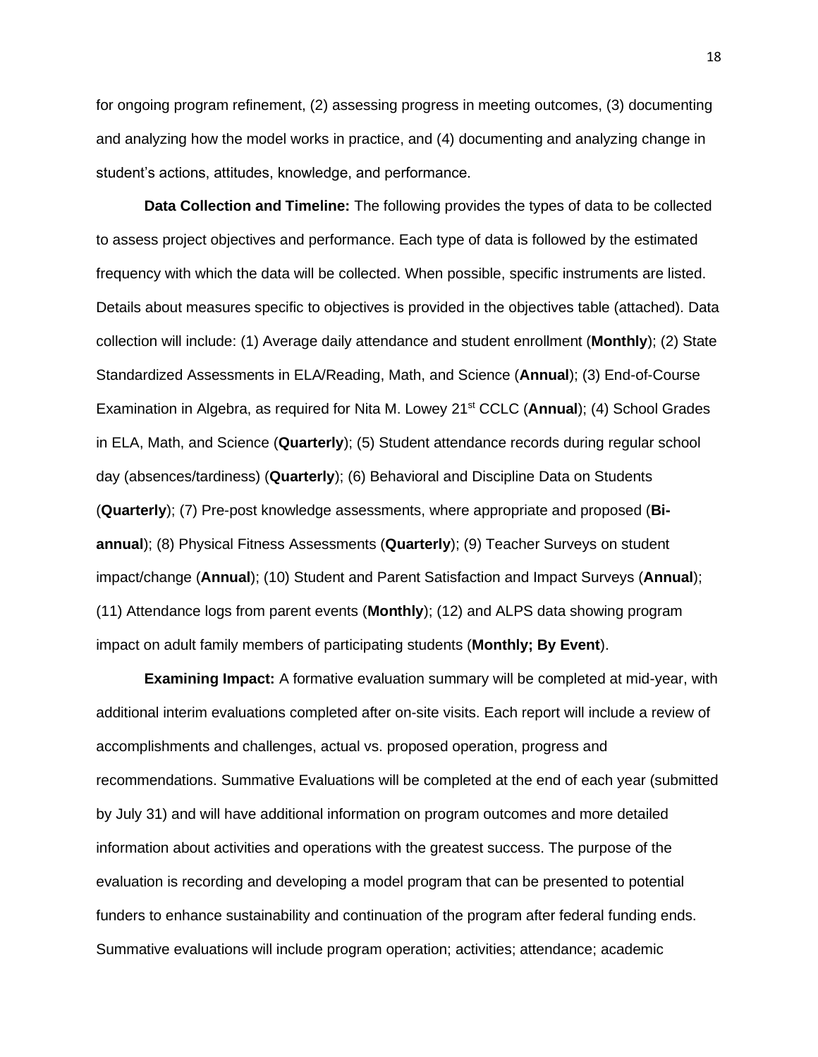for ongoing program refinement, (2) assessing progress in meeting outcomes, (3) documenting and analyzing how the model works in practice, and (4) documenting and analyzing change in student's actions, attitudes, knowledge, and performance.

**Data Collection and Timeline:** The following provides the types of data to be collected to assess project objectives and performance. Each type of data is followed by the estimated frequency with which the data will be collected. When possible, specific instruments are listed. Details about measures specific to objectives is provided in the objectives table (attached). Data collection will include: (1) Average daily attendance and student enrollment (**Monthly**); (2) State Standardized Assessments in ELA/Reading, Math, and Science (**Annual**); (3) End-of-Course Examination in Algebra, as required for Nita M. Lowey 21st CCLC (**Annual**); (4) School Grades in ELA, Math, and Science (**Quarterly**); (5) Student attendance records during regular school day (absences/tardiness) (**Quarterly**); (6) Behavioral and Discipline Data on Students (**Quarterly**); (7) Pre-post knowledge assessments, where appropriate and proposed (**Bi-annual**); (8) Physical Fitness Assessments (**Quarterly**); (9) Teacher Surveys on student impact/change (**Annual**); (10) Student and Parent Satisfaction and Impact Surveys (**Annual**); (11) Attendance logs from parent events (**Monthly**); (12) and ALPS data showing program impact on adult family members of participating students (**Monthly; By Event**).

**Examining Impact:** A formative evaluation summary will be completed at mid-year, with additional interim evaluations completed after on-site visits. Each report will include a review of accomplishments and challenges, actual vs. proposed operation, progress and recommendations. Summative Evaluations will be completed at the end of each year (submitted by July 31) and will have additional information on program outcomes and more detailed information about activities and operations with the greatest success. The purpose of the evaluation is recording and developing a model program that can be presented to potential funders to enhance sustainability and continuation of the program after federal funding ends. Summative evaluations will include program operation; activities; attendance; academic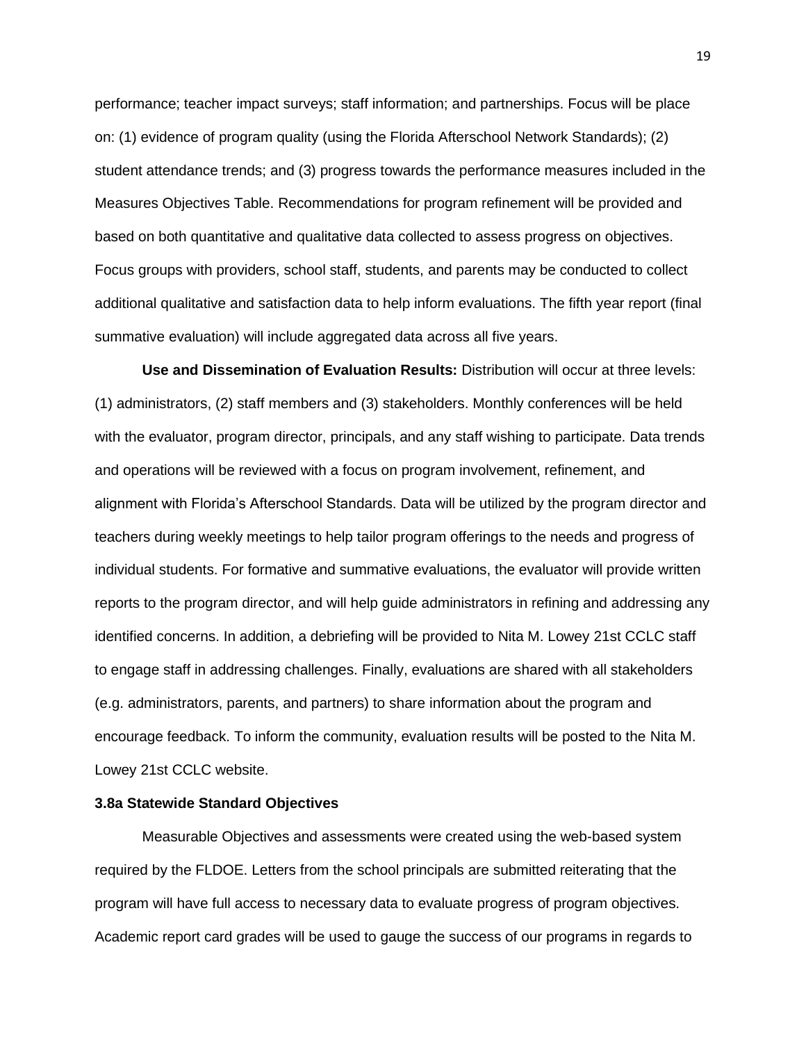performance; teacher impact surveys; staff information; and partnerships. Focus will be place on: (1) evidence of program quality (using the Florida Afterschool Network Standards); (2) student attendance trends; and (3) progress towards the performance measures included in the Measures Objectives Table. Recommendations for program refinement will be provided and based on both quantitative and qualitative data collected to assess progress on objectives. Focus groups with providers, school staff, students, and parents may be conducted to collect additional qualitative and satisfaction data to help inform evaluations. The fifth year report (final summative evaluation) will include aggregated data across all five years.

**Use and Dissemination of Evaluation Results:** Distribution will occur at three levels: (1) administrators, (2) staff members and (3) stakeholders. Monthly conferences will be held with the evaluator, program director, principals, and any staff wishing to participate. Data trends and operations will be reviewed with a focus on program involvement, refinement, and alignment with Florida's Afterschool Standards. Data will be utilized by the program director and teachers during weekly meetings to help tailor program offerings to the needs and progress of individual students. For formative and summative evaluations, the evaluator will provide written reports to the program director, and will help guide administrators in refining and addressing any identified concerns. In addition, a debriefing will be provided to Nita M. Lowey 21st CCLC staff to engage staff in addressing challenges. Finally, evaluations are shared with all stakeholders (e.g. administrators, parents, and partners) to share information about the program and encourage feedback. To inform the community, evaluation results will be posted to the Nita M. Lowey 21st CCLC website.

### 3.8a Statewide Standard Objectives

Measurable Objectives and assessments were created using the web-based system required by the FLDOE. Letters from the school principals are submitted reiterating that the program will have full access to necessary data to evaluate progress of program objectives. Academic report card grades will be used to gauge the success of our programs in regards to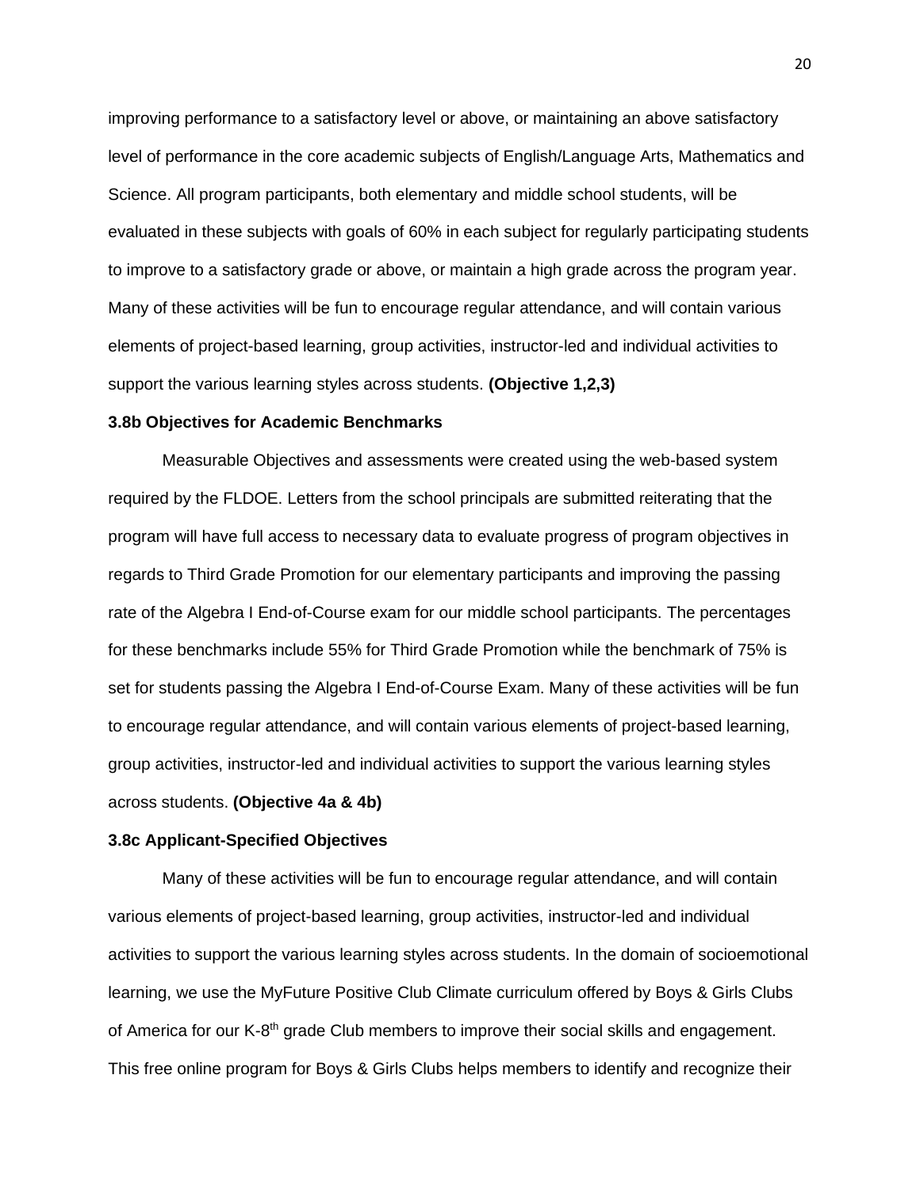improving performance to a satisfactory level or above, or maintaining an above satisfactory level of performance in the core academic subjects of English/Language Arts, Mathematics and Science. All program participants, both elementary and middle school students, will be evaluated in these subjects with goals of 60% in each subject for regularly participating students to improve to a satisfactory grade or above, or maintain a high grade across the program year. Many of these activities will be fun to encourage regular attendance, and will contain various elements of project-based learning, group activities, instructor-led and individual activities to support the various learning styles across students. **(Objective 1,2,3)**

### 3.8b Objectives for Academic Benchmarks

Measurable Objectives and assessments were created using the web-based system required by the FLDOE. Letters from the school principals are submitted reiterating that the program will have full access to necessary data to evaluate progress of program objectives in regards to Third Grade Promotion for our elementary participants and improving the passing rate of the Algebra I End-of-Course exam for our middle school participants. The percentages for these benchmarks include 55% for Third Grade Promotion while the benchmark of 75% is set for students passing the Algebra I End-of-Course Exam. Many of these activities will be fun to encourage regular attendance, and will contain various elements of project-based learning, group activities, instructor-led and individual activities to support the various learning styles across students. **(Objective 4a & 4b)**

### 3.8c Applicant-Specified Objectives

Many of these activities will be fun to encourage regular attendance, and will contain various elements of project-based learning, group activities, instructor-led and individual activities to support the various learning styles across students. In the domain of socioemotional learning, we use the MyFuture Positive Club Climate curriculum offered by Boys & Girls Clubs of America for our K-8th grade Club members to improve their social skills and engagement. This free online program for Boys & Girls Clubs helps members to identify and recognize their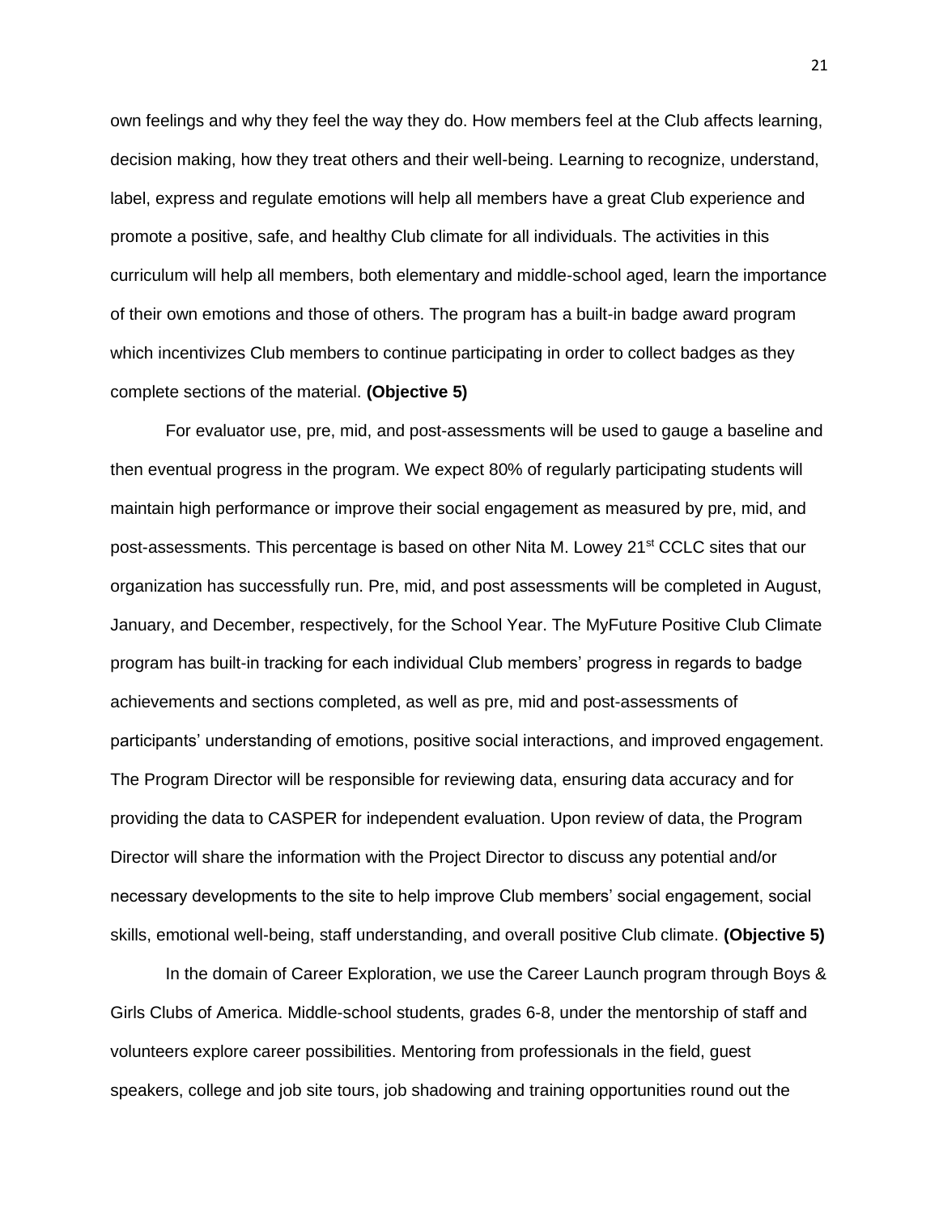own feelings and why they feel the way they do. How members feel at the Club affects learning, decision making, how they treat others and their well-being. Learning to recognize, understand, label, express and regulate emotions will help all members have a great Club experience and promote a positive, safe, and healthy Club climate for all individuals. The activities in this curriculum will help all members, both elementary and middle-school aged, learn the importance of their own emotions and those of others. The program has a built-in badge award program which incentivizes Club members to continue participating in order to collect badges as they complete sections of the material. **(Objective 5)**

For evaluator use, pre, mid, and post-assessments will be used to gauge a baseline and then eventual progress in the program. We expect 80% of regularly participating students will maintain high performance or improve their social engagement as measured by pre, mid, and post-assessments. This percentage is based on other Nita M. Lowey 21st CCLC sites that our organization has successfully run. Pre, mid, and post assessments will be completed in August, January, and December, respectively, for the School Year. The MyFuture Positive Club Climate program has built-in tracking for each individual Club members' progress in regards to badge achievements and sections completed, as well as pre, mid and post-assessments of participants' understanding of emotions, positive social interactions, and improved engagement. The Program Director will be responsible for reviewing data, ensuring data accuracy and for providing the data to CASPER for independent evaluation. Upon review of data, the Program Director will share the information with the Project Director to discuss any potential and/or necessary developments to the site to help improve Club members' social engagement, social skills, emotional well-being, staff understanding, and overall positive Club climate. **(Objective 5)**

In the domain of Career Exploration, we use the Career Launch program through Boys & Girls Clubs of America. Middle-school students, grades 6-8, under the mentorship of staff and volunteers explore career possibilities. Mentoring from professionals in the field, guest speakers, college and job site tours, job shadowing and training opportunities round out the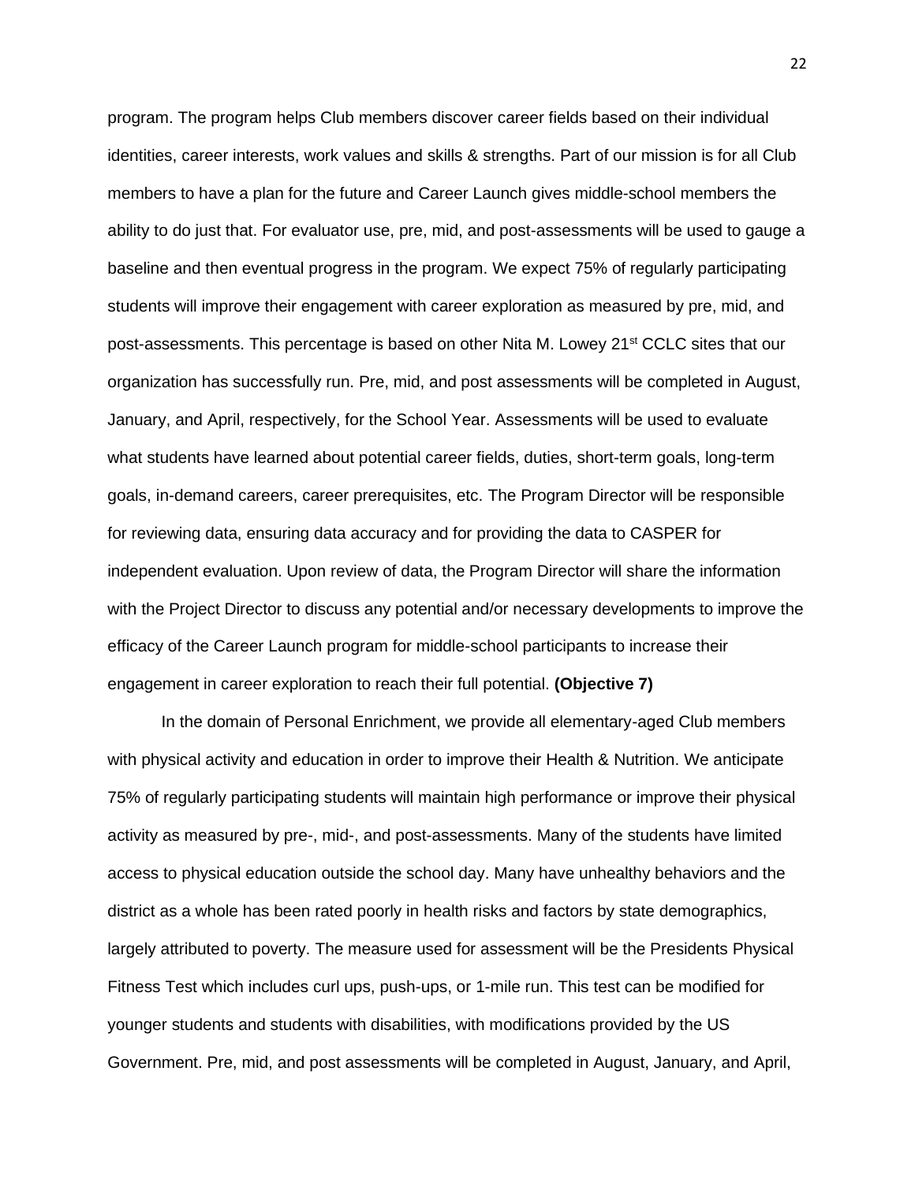program. The program helps Club members discover career fields based on their individual identities, career interests, work values and skills & strengths. Part of our mission is for all Club members to have a plan for the future and Career Launch gives middle-school members the ability to do just that. For evaluator use, pre, mid, and post-assessments will be used to gauge a baseline and then eventual progress in the program. We expect 75% of regularly participating students will improve their engagement with career exploration as measured by pre, mid, and post-assessments. This percentage is based on other Nita M. Lowey 21st CCLC sites that our organization has successfully run. Pre, mid, and post assessments will be completed in August, January, and April, respectively, for the School Year. Assessments will be used to evaluate what students have learned about potential career fields, duties, short-term goals, long-term goals, in-demand careers, career prerequisites, etc. The Program Director will be responsible for reviewing data, ensuring data accuracy and for providing the data to CASPER for independent evaluation. Upon review of data, the Program Director will share the information with the Project Director to discuss any potential and/or necessary developments to improve the efficacy of the Career Launch program for middle-school participants to increase their engagement in career exploration to reach their full potential. **(Objective 7)**

In the domain of Personal Enrichment, we provide all elementary-aged Club members with physical activity and education in order to improve their Health & Nutrition. We anticipate 75% of regularly participating students will maintain high performance or improve their physical activity as measured by pre-, mid-, and post-assessments. Many of the students have limited access to physical education outside the school day. Many have unhealthy behaviors and the district as a whole has been rated poorly in health risks and factors by state demographics, largely attributed to poverty. The measure used for assessment will be the Presidents Physical Fitness Test which includes curl ups, push-ups, or 1-mile run. This test can be modified for younger students and students with disabilities, with modifications provided by the US Government. Pre, mid, and post assessments will be completed in August, January, and April,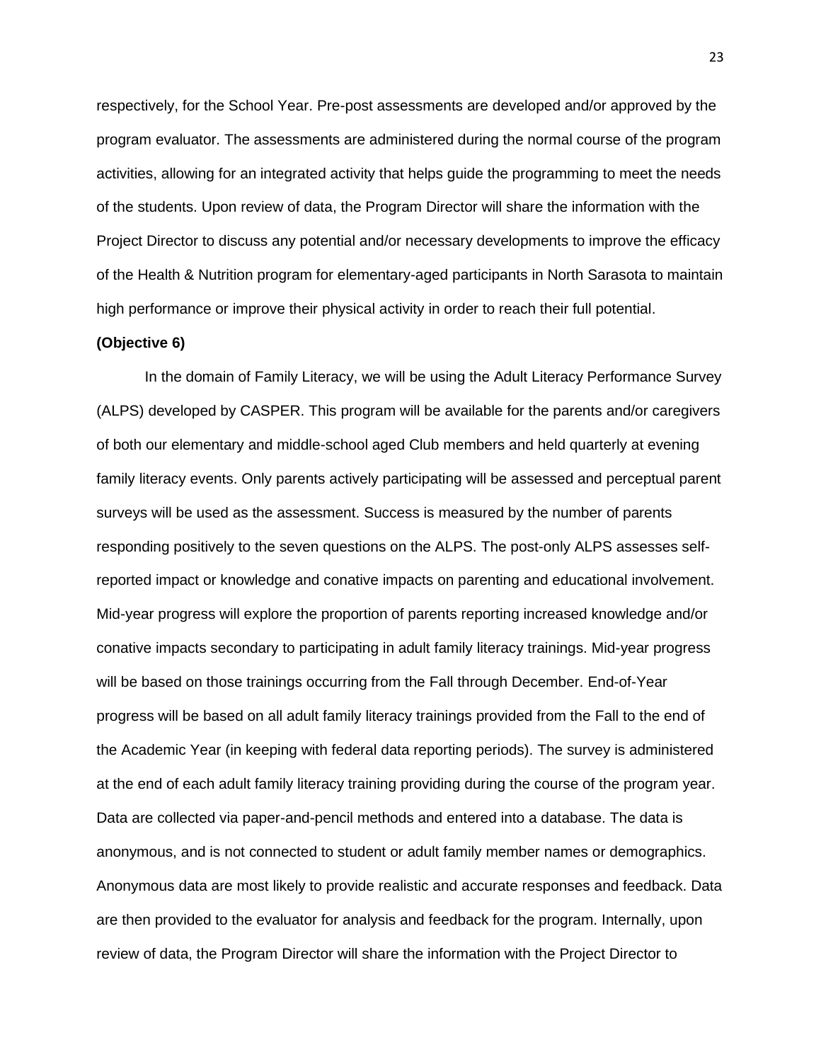respectively, for the School Year. Pre-post assessments are developed and/or approved by the program evaluator. The assessments are administered during the normal course of the program activities, allowing for an integrated activity that helps guide the programming to meet the needs of the students. Upon review of data, the Program Director will share the information with the Project Director to discuss any potential and/or necessary developments to improve the efficacy of the Health & Nutrition program for elementary-aged participants in North Sarasota to maintain high performance or improve their physical activity in order to reach their full potential.

**(Objective 6)**

In the domain of Family Literacy, we will be using the Adult Literacy Performance Survey (ALPS) developed by CASPER. This program will be available for the parents and/or caregivers of both our elementary and middle-school aged Club members and held quarterly at evening family literacy events. Only parents actively participating will be assessed and perceptual parent surveys will be used as the assessment. Success is measured by the number of parents responding positively to the seven questions on the ALPS. The post-only ALPS assesses self-reported impact or knowledge and conative impacts on parenting and educational involvement. Mid-year progress will explore the proportion of parents reporting increased knowledge and/or conative impacts secondary to participating in adult family literacy trainings. Mid-year progress will be based on those trainings occurring from the Fall through December. End-of-Year progress will be based on all adult family literacy trainings provided from the Fall to the end of the Academic Year (in keeping with federal data reporting periods). The survey is administered at the end of each adult family literacy training providing during the course of the program year. Data are collected via paper-and-pencil methods and entered into a database. The data is anonymous, and is not connected to student or adult family member names or demographics. Anonymous data are most likely to provide realistic and accurate responses and feedback. Data are then provided to the evaluator for analysis and feedback for the program. Internally, upon review of data, the Program Director will share the information with the Project Director to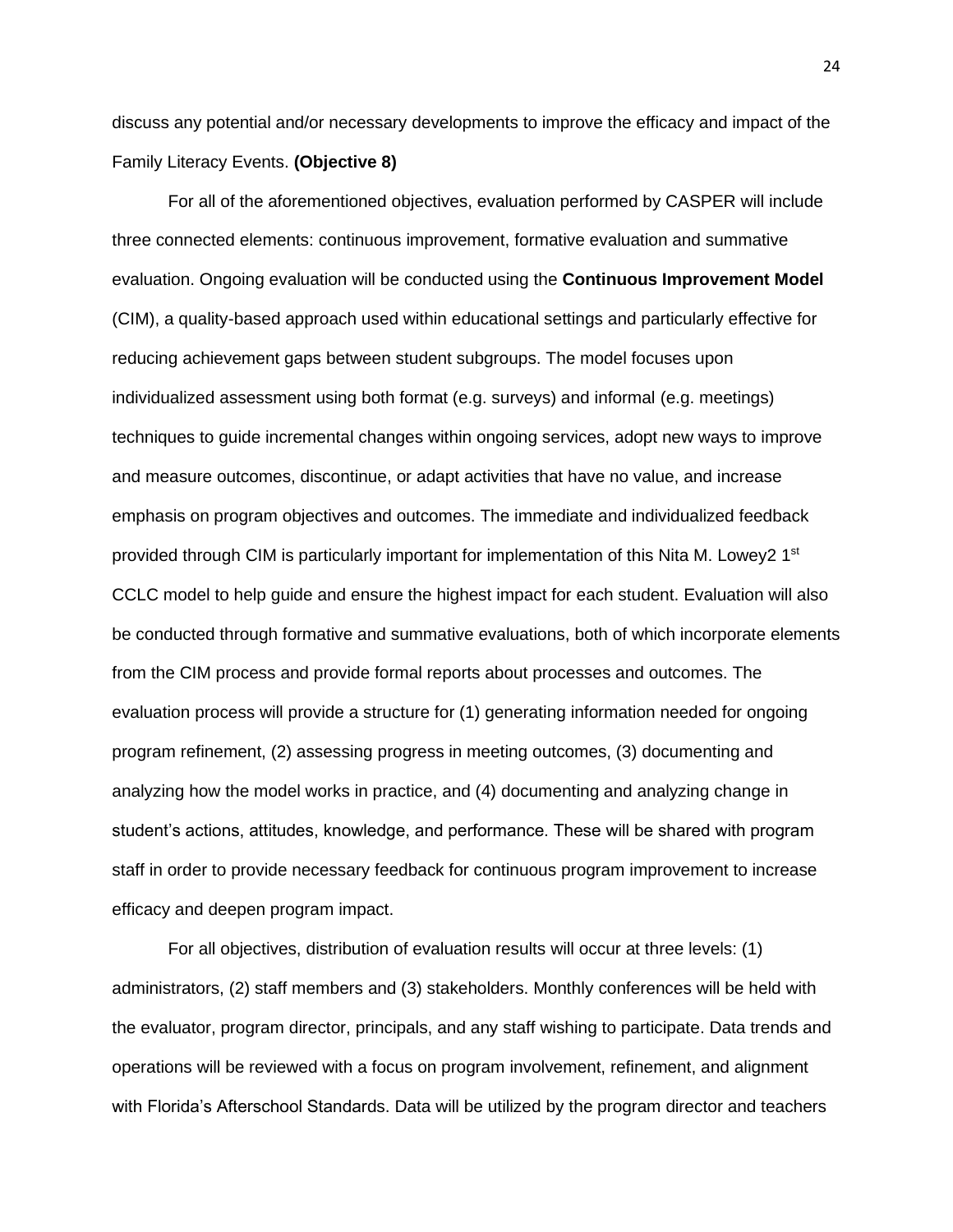discuss any potential and/or necessary developments to improve the efficacy and impact of the Family Literacy Events. **(Objective 8)**

For all of the aforementioned objectives, evaluation performed by CASPER will include three connected elements: continuous improvement, formative evaluation and summative evaluation. Ongoing evaluation will be conducted using the **Continuous Improvement Model** (CIM), a quality-based approach used within educational settings and particularly effective for reducing achievement gaps between student subgroups. The model focuses upon individualized assessment using both format (e.g. surveys) and informal (e.g. meetings) techniques to guide incremental changes within ongoing services, adopt new ways to improve and measure outcomes, discontinue, or adapt activities that have no value, and increase emphasis on program objectives and outcomes. The immediate and individualized feedback provided through CIM is particularly important for implementation of this Nita M. Lowey2 1st CCLC model to help guide and ensure the highest impact for each student. Evaluation will also be conducted through formative and summative evaluations, both of which incorporate elements from the CIM process and provide formal reports about processes and outcomes. The evaluation process will provide a structure for (1) generating information needed for ongoing program refinement, (2) assessing progress in meeting outcomes, (3) documenting and analyzing how the model works in practice, and (4) documenting and analyzing change in student's actions, attitudes, knowledge, and performance. These will be shared with program staff in order to provide necessary feedback for continuous program improvement to increase efficacy and deepen program impact.

For all objectives, distribution of evaluation results will occur at three levels: (1) administrators, (2) staff members and (3) stakeholders. Monthly conferences will be held with the evaluator, program director, principals, and any staff wishing to participate. Data trends and operations will be reviewed with a focus on program involvement, refinement, and alignment with Florida's Afterschool Standards. Data will be utilized by the program director and teachers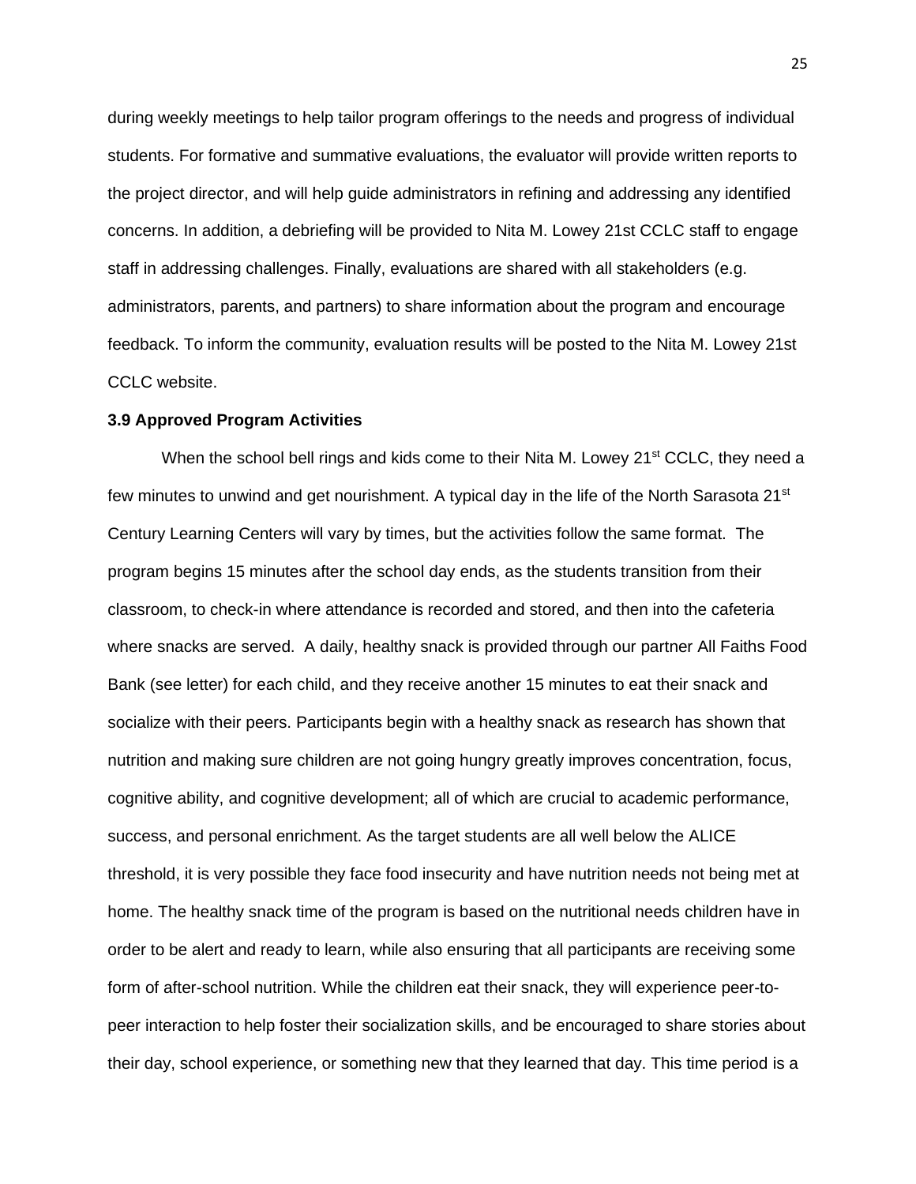during weekly meetings to help tailor program offerings to the needs and progress of individual students. For formative and summative evaluations, the evaluator will provide written reports to the project director, and will help guide administrators in refining and addressing any identified concerns. In addition, a debriefing will be provided to Nita M. Lowey 21st CCLC staff to engage staff in addressing challenges. Finally, evaluations are shared with all stakeholders (e.g. administrators, parents, and partners) to share information about the program and encourage feedback. To inform the community, evaluation results will be posted to the Nita M. Lowey 21st CCLC website.

**3.9 Approved Program Activities**

When the school bell rings and kids come to their Nita M. Lowey 21st CCLC, they need a few minutes to unwind and get nourishment. A typical day in the life of the North Sarasota 21st Century Learning Centers will vary by times, but the activities follow the same format. The program begins 15 minutes after the school day ends, as the students transition from their classroom, to check-in where attendance is recorded and stored, and then into the cafeteria where snacks are served. A daily, healthy snack is provided through our partner All Faiths Food Bank (see letter) for each child, and they receive another 15 minutes to eat their snack and socialize with their peers. Participants begin with a healthy snack as research has shown that nutrition and making sure children are not going hungry greatly improves concentration, focus, cognitive ability, and cognitive development; all of which are crucial to academic performance, success, and personal enrichment. As the target students are all well below the ALICE threshold, it is very possible they face food insecurity and have nutrition needs not being met at home. The healthy snack time of the program is based on the nutritional needs children have in order to be alert and ready to learn, while also ensuring that all participants are receiving some form of after-school nutrition. While the children eat their snack, they will experience peer-to-peer interaction to help foster their socialization skills, and be encouraged to share stories about their day, school experience, or something new that they learned that day. This time period is a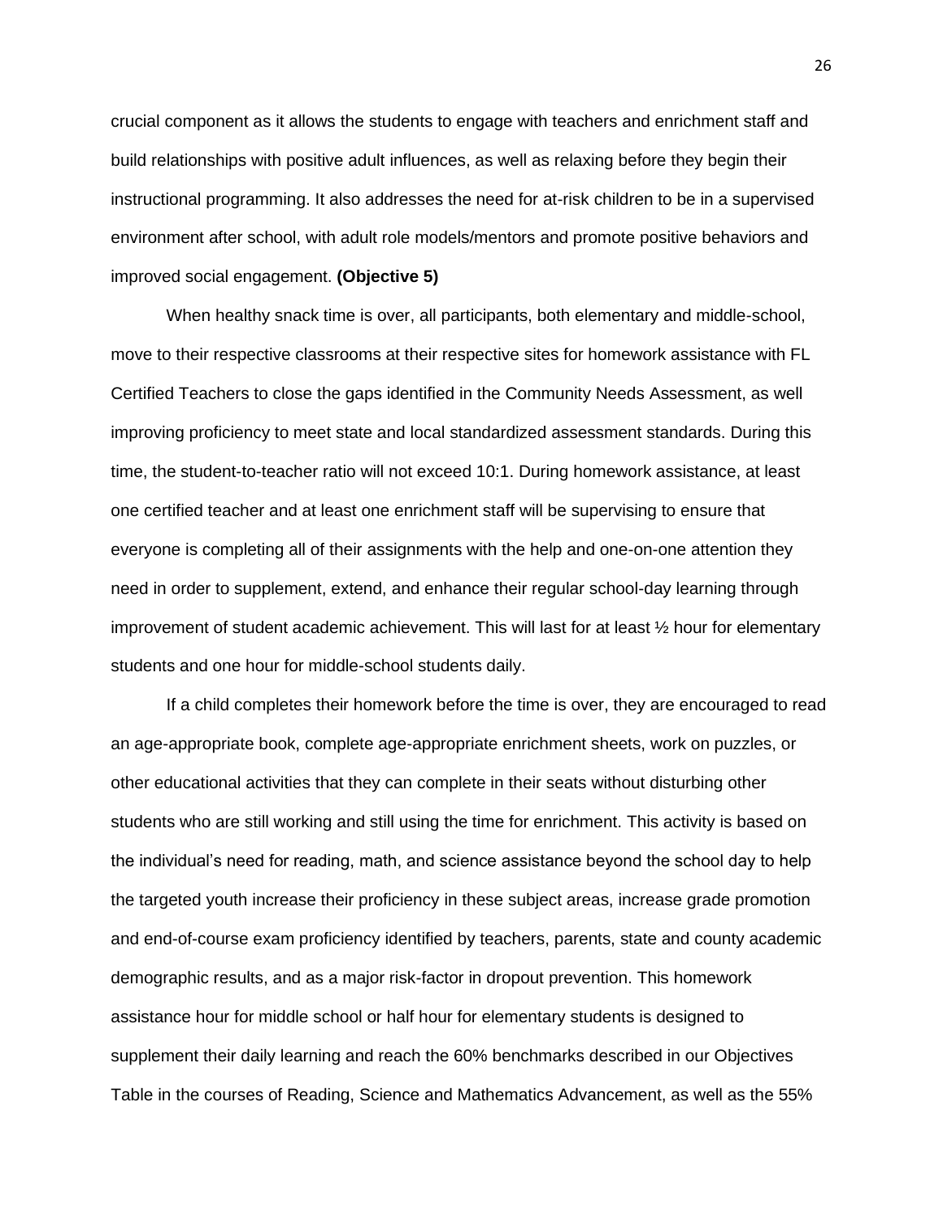crucial component as it allows the students to engage with teachers and enrichment staff and build relationships with positive adult influences, as well as relaxing before they begin their instructional programming. It also addresses the need for at-risk children to be in a supervised environment after school, with adult role models/mentors and promote positive behaviors and improved social engagement. **(Objective 5)**

When healthy snack time is over, all participants, both elementary and middle-school, move to their respective classrooms at their respective sites for homework assistance with FL Certified Teachers to close the gaps identified in the Community Needs Assessment, as well improving proficiency to meet state and local standardized assessment standards. During this time, the student-to-teacher ratio will not exceed 10:1. During homework assistance, at least one certified teacher and at least one enrichment staff will be supervising to ensure that everyone is completing all of their assignments with the help and one-on-one attention they need in order to supplement, extend, and enhance their regular school-day learning through improvement of student academic achievement. This will last for at least ½ hour for elementary students and one hour for middle-school students daily.

If a child completes their homework before the time is over, they are encouraged to read an age-appropriate book, complete age-appropriate enrichment sheets, work on puzzles, or other educational activities that they can complete in their seats without disturbing other students who are still working and still using the time for enrichment. This activity is based on the individual's need for reading, math, and science assistance beyond the school day to help the targeted youth increase their proficiency in these subject areas, increase grade promotion and end-of-course exam proficiency identified by teachers, parents, state and county academic demographic results, and as a major risk-factor in dropout prevention. This homework assistance hour for middle school or half hour for elementary students is designed to supplement their daily learning and reach the 60% benchmarks described in our Objectives Table in the courses of Reading, Science and Mathematics Advancement, as well as the 55%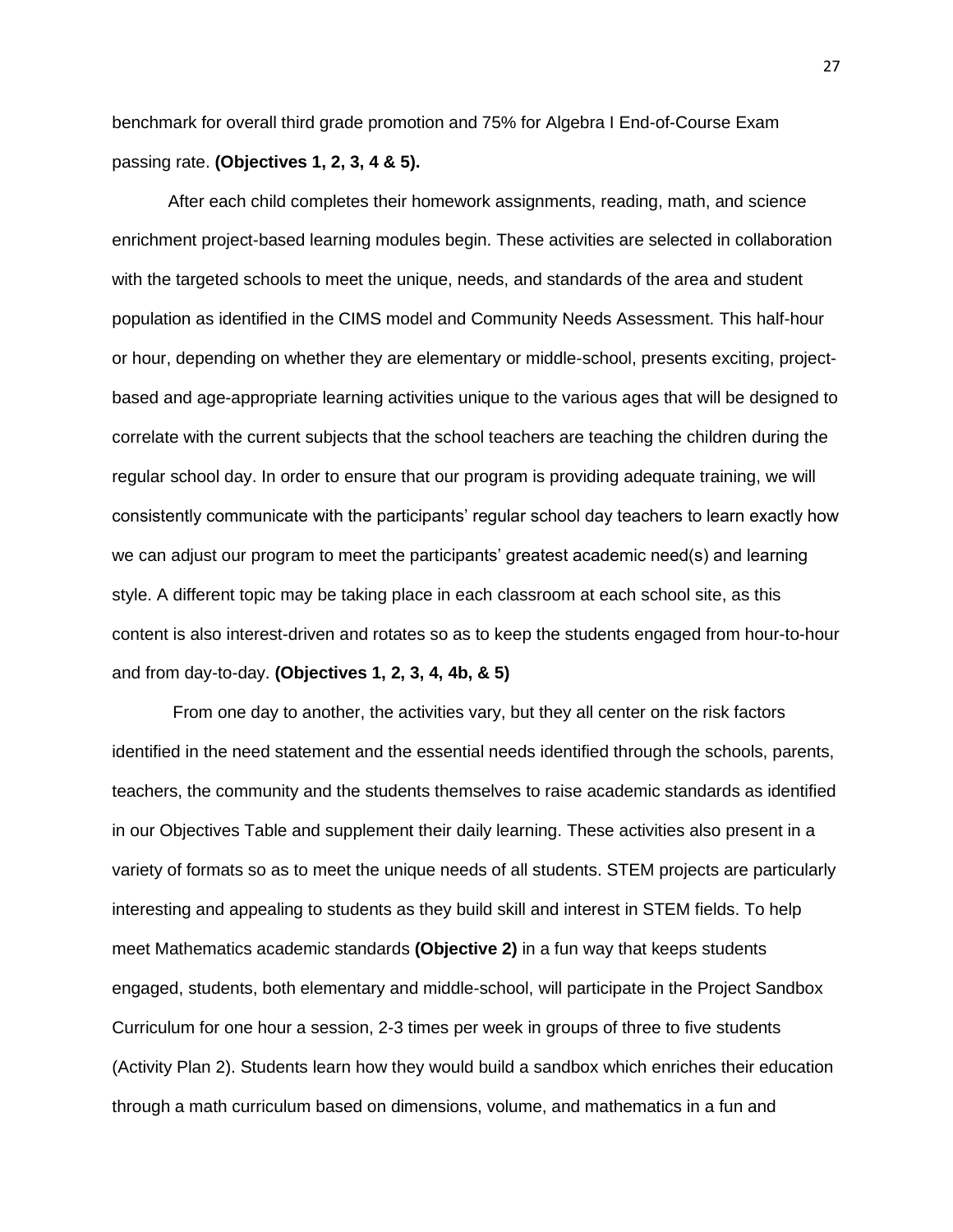benchmark for overall third grade promotion and 75% for Algebra I End-of-Course Exam passing rate. **(Objectives 1, 2, 3, 4 & 5).**

After each child completes their homework assignments, reading, math, and science enrichment project-based learning modules begin. These activities are selected in collaboration with the targeted schools to meet the unique, needs, and standards of the area and student population as identified in the CIMS model and Community Needs Assessment. This half-hour or hour, depending on whether they are elementary or middle-school, presents exciting, project-based and age-appropriate learning activities unique to the various ages that will be designed to correlate with the current subjects that the school teachers are teaching the children during the regular school day. In order to ensure that our program is providing adequate training, we will consistently communicate with the participants' regular school day teachers to learn exactly how we can adjust our program to meet the participants' greatest academic need(s) and learning style. A different topic may be taking place in each classroom at each school site, as this content is also interest-driven and rotates so as to keep the students engaged from hour-to-hour and from day-to-day. **(Objectives 1, 2, 3, 4, 4b, & 5)**

From one day to another, the activities vary, but they all center on the risk factors identified in the need statement and the essential needs identified through the schools, parents, teachers, the community and the students themselves to raise academic standards as identified in our Objectives Table and supplement their daily learning. These activities also present in a variety of formats so as to meet the unique needs of all students. STEM projects are particularly interesting and appealing to students as they build skill and interest in STEM fields. To help meet Mathematics academic standards **(Objective 2)** in a fun way that keeps students engaged, students, both elementary and middle-school, will participate in the Project Sandbox Curriculum for one hour a session, 2-3 times per week in groups of three to five students (Activity Plan 2). Students learn how they would build a sandbox which enriches their education through a math curriculum based on dimensions, volume, and mathematics in a fun and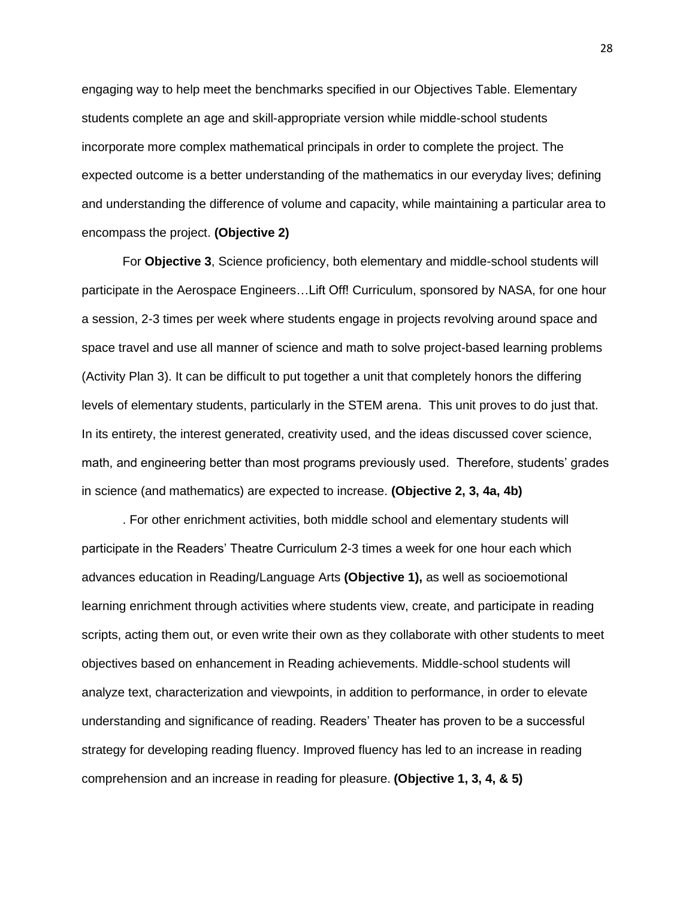engaging way to help meet the benchmarks specified in our Objectives Table. Elementary students complete an age and skill-appropriate version while middle-school students incorporate more complex mathematical principals in order to complete the project. The expected outcome is a better understanding of the mathematics in our everyday lives; defining and understanding the difference of volume and capacity, while maintaining a particular area to encompass the project. **(Objective 2)**

For **Objective 3**, Science proficiency, both elementary and middle-school students will participate in the Aerospace Engineers…Lift Off! Curriculum, sponsored by NASA, for one hour a session, 2-3 times per week where students engage in projects revolving around space and space travel and use all manner of science and math to solve project-based learning problems (Activity Plan 3). It can be difficult to put together a unit that completely honors the differing levels of elementary students, particularly in the STEM arena. This unit proves to do just that. In its entirety, the interest generated, creativity used, and the ideas discussed cover science, math, and engineering better than most programs previously used. Therefore, students' grades in science (and mathematics) are expected to increase. **(Objective 2, 3, 4a, 4b)**

. For other enrichment activities, both middle school and elementary students will participate in the Readers' Theatre Curriculum 2-3 times a week for one hour each which advances education in Reading/Language Arts **(Objective 1),** as well as socioemotional learning enrichment through activities where students view, create, and participate in reading scripts, acting them out, or even write their own as they collaborate with other students to meet objectives based on enhancement in Reading achievements. Middle-school students will analyze text, characterization and viewpoints, in addition to performance, in order to elevate understanding and significance of reading. Readers' Theater has proven to be a successful strategy for developing reading fluency. Improved fluency has led to an increase in reading comprehension and an increase in reading for pleasure. **(Objective 1, 3, 4, & 5)**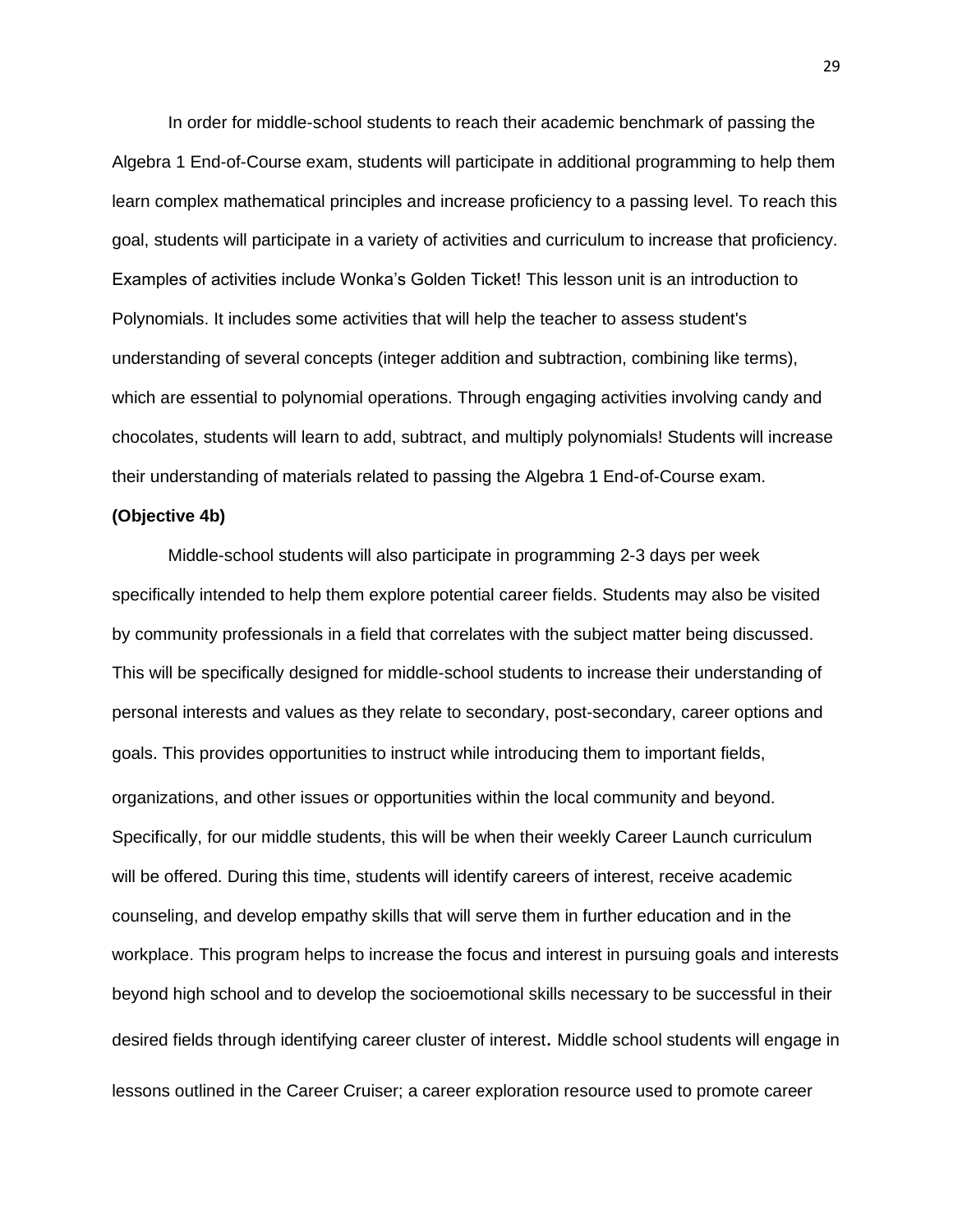In order for middle-school students to reach their academic benchmark of passing the Algebra 1 End-of-Course exam, students will participate in additional programming to help them learn complex mathematical principles and increase proficiency to a passing level. To reach this goal, students will participate in a variety of activities and curriculum to increase that proficiency. Examples of activities include Wonka's Golden Ticket! This lesson unit is an introduction to Polynomials. It includes some activities that will help the teacher to assess student's understanding of several concepts (integer addition and subtraction, combining like terms), which are essential to polynomial operations. Through engaging activities involving candy and chocolates, students will learn to add, subtract, and multiply polynomials! Students will increase their understanding of materials related to passing the Algebra 1 End-of-Course exam.

**(Objective 4b)**

Middle-school students will also participate in programming 2-3 days per week specifically intended to help them explore potential career fields. Students may also be visited by community professionals in a field that correlates with the subject matter being discussed. This will be specifically designed for middle-school students to increase their understanding of personal interests and values as they relate to secondary, post-secondary, career options and goals. This provides opportunities to instruct while introducing them to important fields, organizations, and other issues or opportunities within the local community and beyond. Specifically, for our middle students, this will be when their weekly Career Launch curriculum will be offered. During this time, students will identify careers of interest, receive academic counseling, and develop empathy skills that will serve them in further education and in the workplace. This program helps to increase the focus and interest in pursuing goals and interests beyond high school and to develop the socioemotional skills necessary to be successful in their desired fields through identifying career cluster of interest**.** Middle school students will engage in lessons outlined in the Career Cruiser; a career exploration resource used to promote career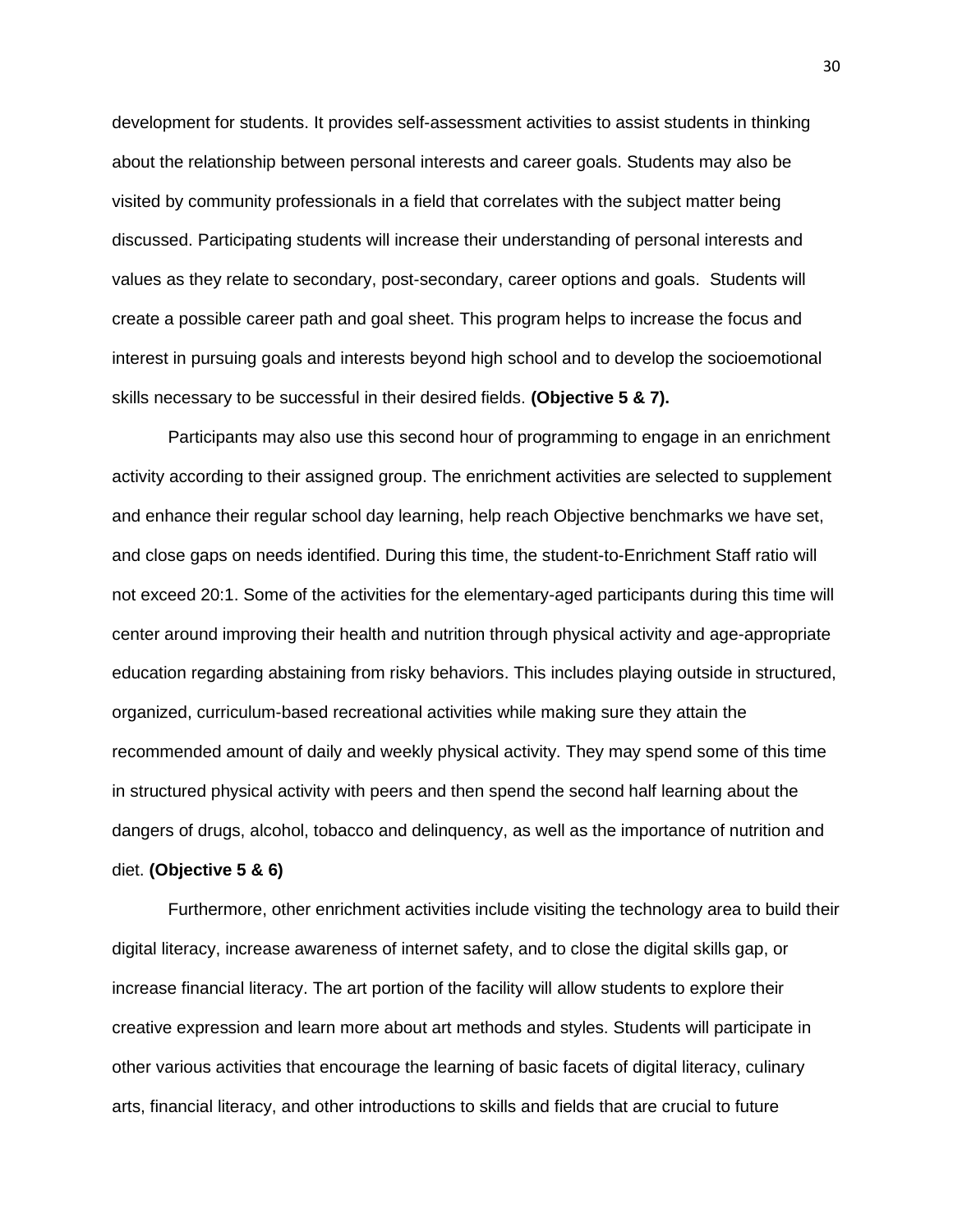development for students. It provides self-assessment activities to assist students in thinking about the relationship between personal interests and career goals. Students may also be visited by community professionals in a field that correlates with the subject matter being discussed. Participating students will increase their understanding of personal interests and values as they relate to secondary, post-secondary, career options and goals.  Students will create a possible career path and goal sheet. This program helps to increase the focus and interest in pursuing goals and interests beyond high school and to develop the socioemotional skills necessary to be successful in their desired fields. **(Objective 5 & 7).**

Participants may also use this second hour of programming to engage in an enrichment activity according to their assigned group. The enrichment activities are selected to supplement and enhance their regular school day learning, help reach Objective benchmarks we have set, and close gaps on needs identified. During this time, the student-to-Enrichment Staff ratio will not exceed 20:1. Some of the activities for the elementary-aged participants during this time will center around improving their health and nutrition through physical activity and age-appropriate education regarding abstaining from risky behaviors. This includes playing outside in structured, organized, curriculum-based recreational activities while making sure they attain the recommended amount of daily and weekly physical activity. They may spend some of this time in structured physical activity with peers and then spend the second half learning about the dangers of drugs, alcohol, tobacco and delinquency, as well as the importance of nutrition and diet. **(Objective 5 & 6)**

Furthermore, other enrichment activities include visiting the technology area to build their digital literacy, increase awareness of internet safety, and to close the digital skills gap, or increase financial literacy. The art portion of the facility will allow students to explore their creative expression and learn more about art methods and styles. Students will participate in other various activities that encourage the learning of basic facets of digital literacy, culinary arts, financial literacy, and other introductions to skills and fields that are crucial to future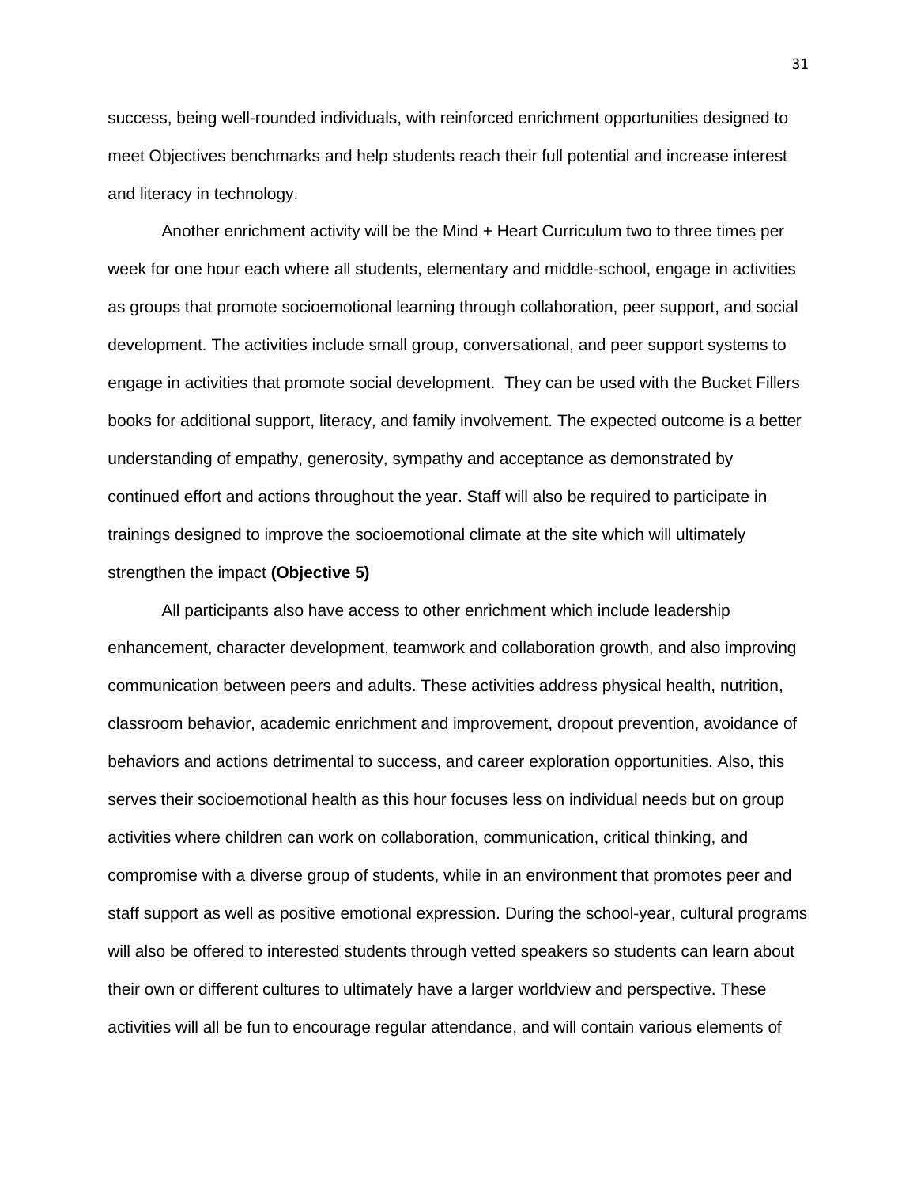success, being well-rounded individuals, with reinforced enrichment opportunities designed to meet Objectives benchmarks and help students reach their full potential and increase interest and literacy in technology.

Another enrichment activity will be the Mind + Heart Curriculum two to three times per week for one hour each where all students, elementary and middle-school, engage in activities as groups that promote socioemotional learning through collaboration, peer support, and social development. The activities include small group, conversational, and peer support systems to engage in activities that promote social development. They can be used with the Bucket Fillers books for additional support, literacy, and family involvement. The expected outcome is a better understanding of empathy, generosity, sympathy and acceptance as demonstrated by continued effort and actions throughout the year. Staff will also be required to participate in trainings designed to improve the socioemotional climate at the site which will ultimately strengthen the impact **(Objective 5)**

All participants also have access to other enrichment which include leadership enhancement, character development, teamwork and collaboration growth, and also improving communication between peers and adults. These activities address physical health, nutrition, classroom behavior, academic enrichment and improvement, dropout prevention, avoidance of behaviors and actions detrimental to success, and career exploration opportunities. Also, this serves their socioemotional health as this hour focuses less on individual needs but on group activities where children can work on collaboration, communication, critical thinking, and compromise with a diverse group of students, while in an environment that promotes peer and staff support as well as positive emotional expression. During the school-year, cultural programs will also be offered to interested students through vetted speakers so students can learn about their own or different cultures to ultimately have a larger worldview and perspective. These activities will all be fun to encourage regular attendance, and will contain various elements of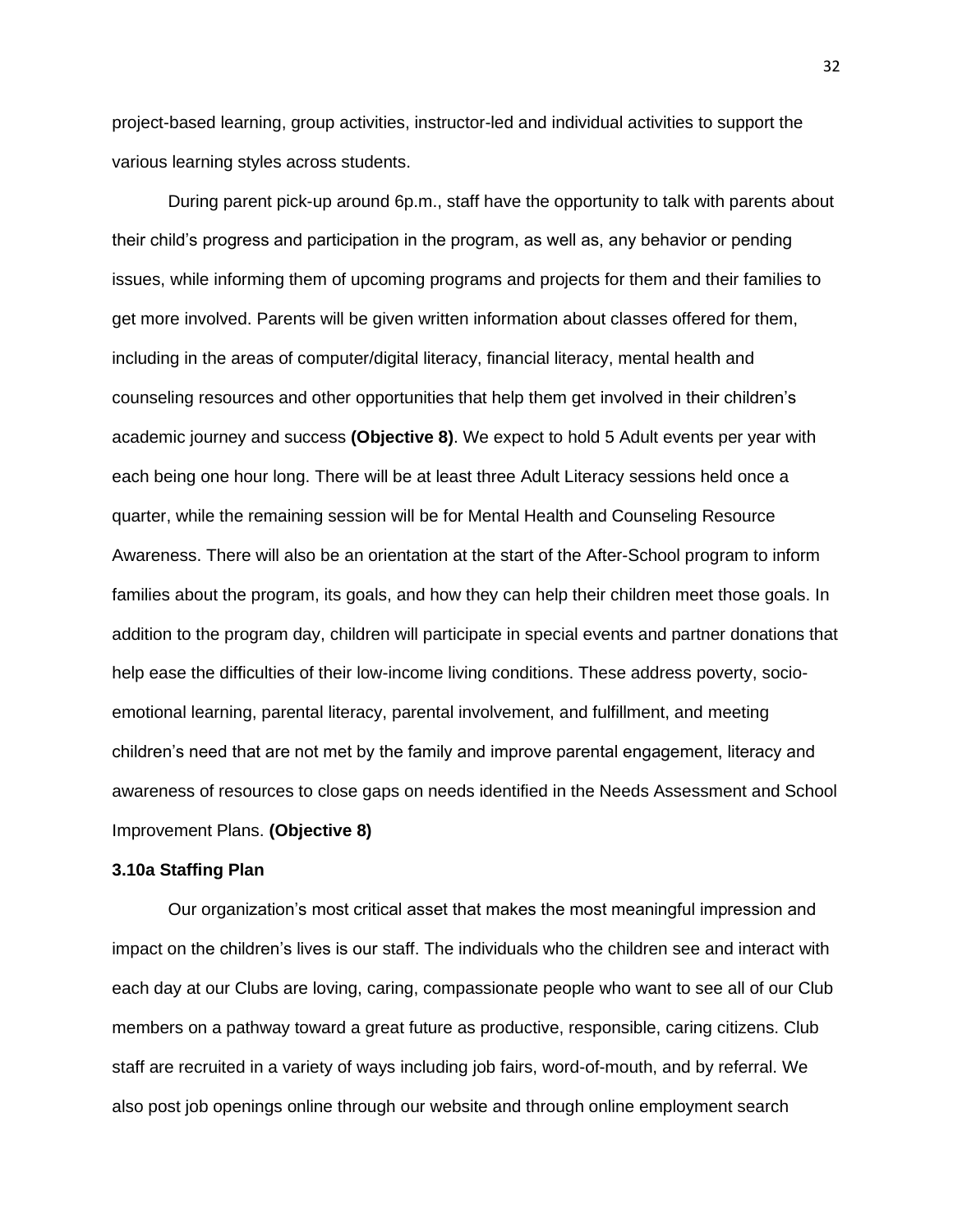project-based learning, group activities, instructor-led and individual activities to support the various learning styles across students.

During parent pick-up around 6p.m., staff have the opportunity to talk with parents about their child's progress and participation in the program, as well as, any behavior or pending issues, while informing them of upcoming programs and projects for them and their families to get more involved. Parents will be given written information about classes offered for them, including in the areas of computer/digital literacy, financial literacy, mental health and counseling resources and other opportunities that help them get involved in their children's academic journey and success **(Objective 8)**. We expect to hold 5 Adult events per year with each being one hour long. There will be at least three Adult Literacy sessions held once a quarter, while the remaining session will be for Mental Health and Counseling Resource Awareness. There will also be an orientation at the start of the After-School program to inform families about the program, its goals, and how they can help their children meet those goals. In addition to the program day, children will participate in special events and partner donations that help ease the difficulties of their low-income living conditions. These address poverty, socio-emotional learning, parental literacy, parental involvement, and fulfillment, and meeting children's need that are not met by the family and improve parental engagement, literacy and awareness of resources to close gaps on needs identified in the Needs Assessment and School Improvement Plans. **(Objective 8)**

### 3.10a Staffing Plan

Our organization's most critical asset that makes the most meaningful impression and impact on the children's lives is our staff. The individuals who the children see and interact with each day at our Clubs are loving, caring, compassionate people who want to see all of our Club members on a pathway toward a great future as productive, responsible, caring citizens. Club staff are recruited in a variety of ways including job fairs, word-of-mouth, and by referral. We also post job openings online through our website and through online employment search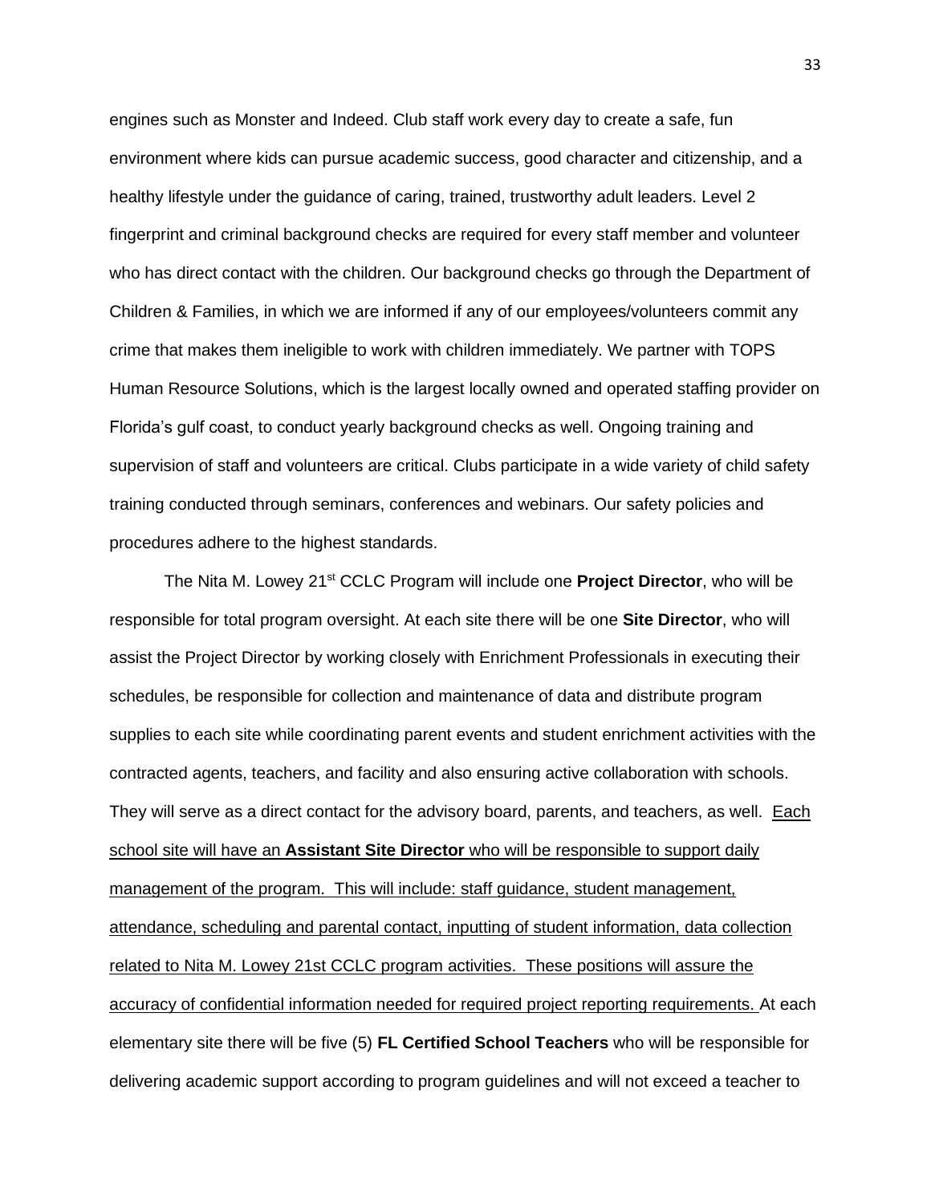engines such as Monster and Indeed. Club staff work every day to create a safe, fun environment where kids can pursue academic success, good character and citizenship, and a healthy lifestyle under the guidance of caring, trained, trustworthy adult leaders. Level 2 fingerprint and criminal background checks are required for every staff member and volunteer who has direct contact with the children. Our background checks go through the Department of Children & Families, in which we are informed if any of our employees/volunteers commit any crime that makes them ineligible to work with children immediately. We partner with TOPS Human Resource Solutions, which is the largest locally owned and operated staffing provider on Florida's gulf coast, to conduct yearly background checks as well. Ongoing training and supervision of staff and volunteers are critical. Clubs participate in a wide variety of child safety training conducted through seminars, conferences and webinars. Our safety policies and procedures adhere to the highest standards.

The Nita M. Lowey 21st CCLC Program will include one **Project Director**, who will be responsible for total program oversight. At each site there will be one **Site Director**, who will assist the Project Director by working closely with Enrichment Professionals in executing their schedules, be responsible for collection and maintenance of data and distribute program supplies to each site while coordinating parent events and student enrichment activities with the contracted agents, teachers, and facility and also ensuring active collaboration with schools. They will serve as a direct contact for the advisory board, parents, and teachers, as well. Each school site will have an **Assistant Site Director** who will be responsible to support daily management of the program. This will include: staff guidance, student management, attendance, scheduling and parental contact, inputting of student information, data collection related to Nita M. Lowey 21st CCLC program activities. These positions will assure the accuracy of confidential information needed for required project reporting requirements. At each elementary site there will be five (5) **FL Certified School Teachers** who will be responsible for delivering academic support according to program guidelines and will not exceed a teacher to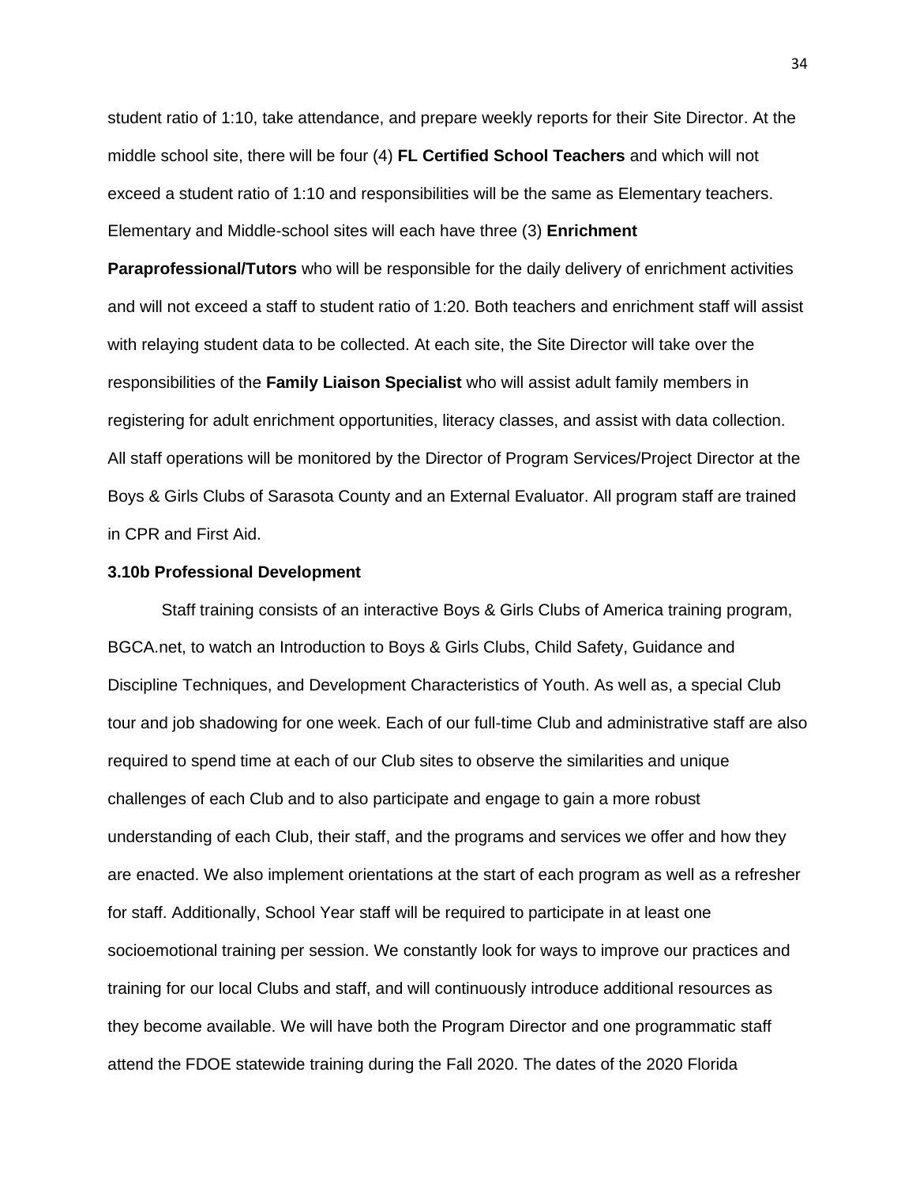student ratio of 1:10, take attendance, and prepare weekly reports for their Site Director. At the middle school site, there will be four (4) **FL Certified School Teachers** and which will not exceed a student ratio of 1:10 and responsibilities will be the same as Elementary teachers. Elementary and Middle-school sites will each have three (3) **Enrichment Paraprofessional/Tutors** who will be responsible for the daily delivery of enrichment activities and will not exceed a staff to student ratio of 1:20. Both teachers and enrichment staff will assist with relaying student data to be collected. At each site, the Site Director will take over the responsibilities of the **Family Liaison Specialist** who will assist adult family members in registering for adult enrichment opportunities, literacy classes, and assist with data collection. All staff operations will be monitored by the Director of Program Services/Project Director at the Boys & Girls Clubs of Sarasota County and an External Evaluator. All program staff are trained in CPR and First Aid.

### 3.10b Professional Development

Staff training consists of an interactive Boys & Girls Clubs of America training program, BGCA.net, to watch an Introduction to Boys & Girls Clubs, Child Safety, Guidance and Discipline Techniques, and Development Characteristics of Youth. As well as, a special Club tour and job shadowing for one week. Each of our full-time Club and administrative staff are also required to spend time at each of our Club sites to observe the similarities and unique challenges of each Club and to also participate and engage to gain a more robust understanding of each Club, their staff, and the programs and services we offer and how they are enacted. We also implement orientations at the start of each program as well as a refresher for staff. Additionally, School Year staff will be required to participate in at least one socioemotional training per session. We constantly look for ways to improve our practices and training for our local Clubs and staff, and will continuously introduce additional resources as they become available. We will have both the Program Director and one programmatic staff attend the FDOE statewide training during the Fall 2020. The dates of the 2020 Florida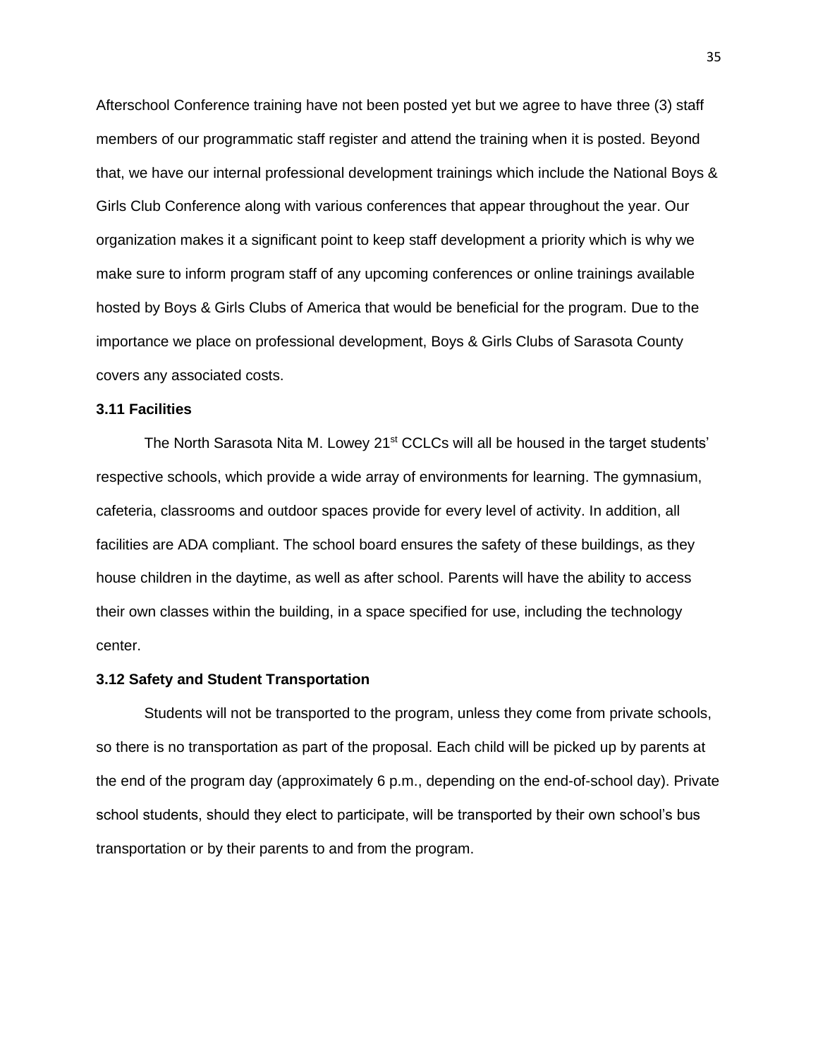Afterschool Conference training have not been posted yet but we agree to have three (3) staff members of our programmatic staff register and attend the training when it is posted. Beyond that, we have our internal professional development trainings which include the National Boys & Girls Club Conference along with various conferences that appear throughout the year. Our organization makes it a significant point to keep staff development a priority which is why we make sure to inform program staff of any upcoming conferences or online trainings available hosted by Boys & Girls Clubs of America that would be beneficial for the program. Due to the importance we place on professional development, Boys & Girls Clubs of Sarasota County covers any associated costs.

### 3.11 Facilities

The North Sarasota Nita M. Lowey 21st CCLCs will all be housed in the target students' respective schools, which provide a wide array of environments for learning. The gymnasium, cafeteria, classrooms and outdoor spaces provide for every level of activity. In addition, all facilities are ADA compliant. The school board ensures the safety of these buildings, as they house children in the daytime, as well as after school. Parents will have the ability to access their own classes within the building, in a space specified for use, including the technology center.

### 3.12 Safety and Student Transportation

Students will not be transported to the program, unless they come from private schools, so there is no transportation as part of the proposal. Each child will be picked up by parents at the end of the program day (approximately 6 p.m., depending on the end-of-school day). Private school students, should they elect to participate, will be transported by their own school's bus transportation or by their parents to and from the program.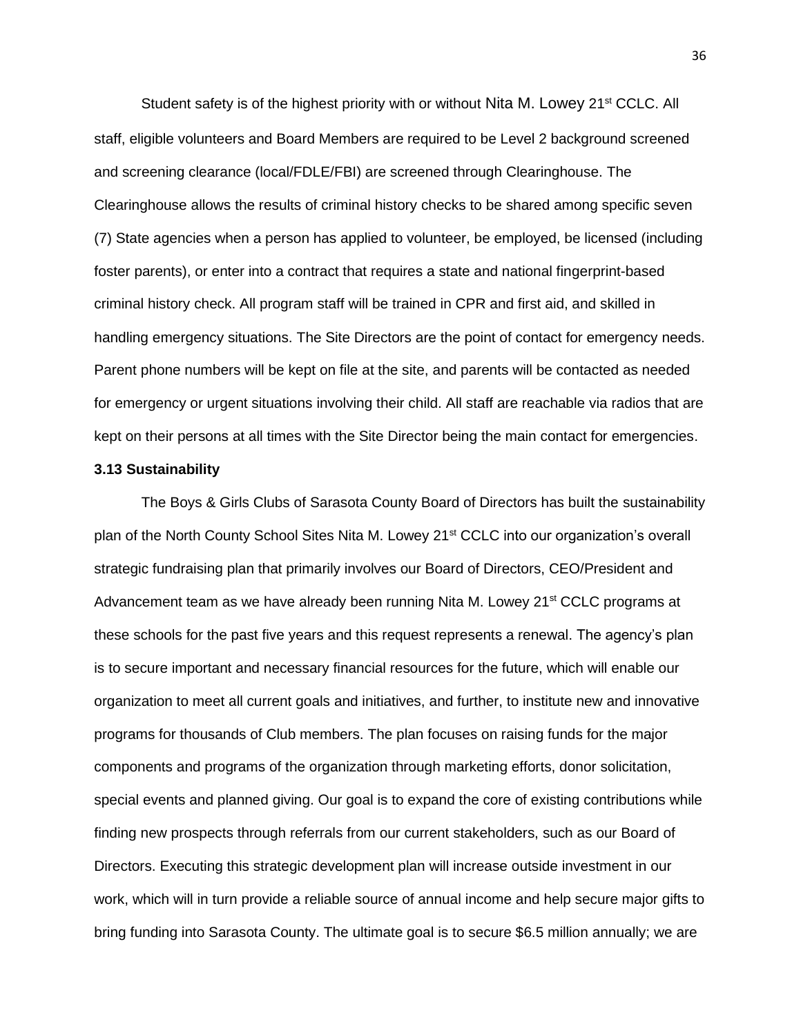Student safety is of the highest priority with or without Nita M. Lowey 21st CCLC. All staff, eligible volunteers and Board Members are required to be Level 2 background screened and screening clearance (local/FDLE/FBI) are screened through Clearinghouse. The Clearinghouse allows the results of criminal history checks to be shared among specific seven (7) State agencies when a person has applied to volunteer, be employed, be licensed (including foster parents), or enter into a contract that requires a state and national fingerprint-based criminal history check. All program staff will be trained in CPR and first aid, and skilled in handling emergency situations. The Site Directors are the point of contact for emergency needs. Parent phone numbers will be kept on file at the site, and parents will be contacted as needed for emergency or urgent situations involving their child. All staff are reachable via radios that are kept on their persons at all times with the Site Director being the main contact for emergencies.

**3.13 Sustainability**

The Boys & Girls Clubs of Sarasota County Board of Directors has built the sustainability plan of the North County School Sites Nita M. Lowey 21st CCLC into our organization's overall strategic fundraising plan that primarily involves our Board of Directors, CEO/President and Advancement team as we have already been running Nita M. Lowey 21st CCLC programs at these schools for the past five years and this request represents a renewal. The agency's plan is to secure important and necessary financial resources for the future, which will enable our organization to meet all current goals and initiatives, and further, to institute new and innovative programs for thousands of Club members. The plan focuses on raising funds for the major components and programs of the organization through marketing efforts, donor solicitation, special events and planned giving. Our goal is to expand the core of existing contributions while finding new prospects through referrals from our current stakeholders, such as our Board of Directors. Executing this strategic development plan will increase outside investment in our work, which will in turn provide a reliable source of annual income and help secure major gifts to bring funding into Sarasota County. The ultimate goal is to secure $6.5 million annually; we are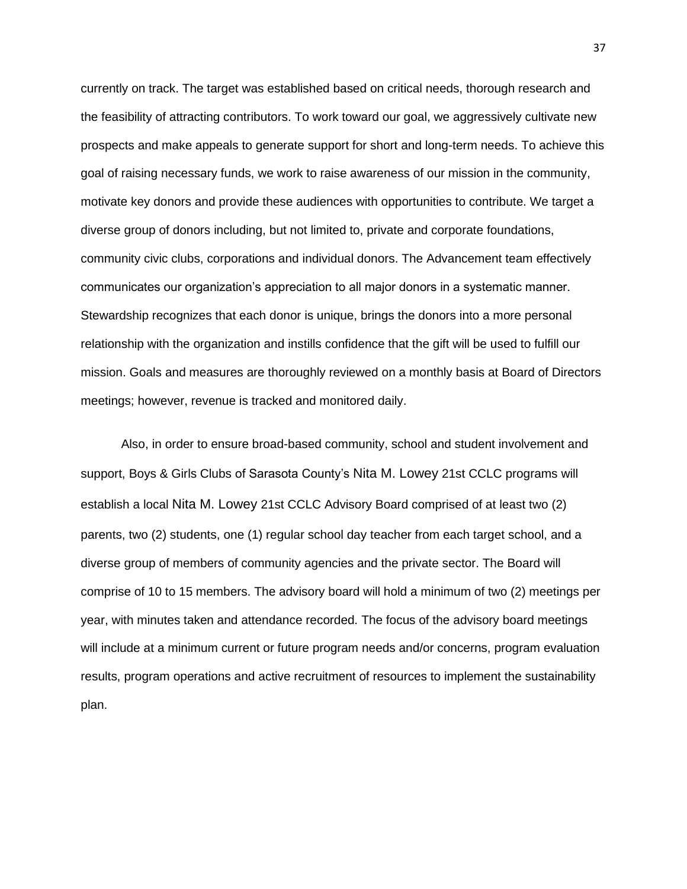currently on track. The target was established based on critical needs, thorough research and the feasibility of attracting contributors. To work toward our goal, we aggressively cultivate new prospects and make appeals to generate support for short and long-term needs. To achieve this goal of raising necessary funds, we work to raise awareness of our mission in the community, motivate key donors and provide these audiences with opportunities to contribute. We target a diverse group of donors including, but not limited to, private and corporate foundations, community civic clubs, corporations and individual donors. The Advancement team effectively communicates our organization's appreciation to all major donors in a systematic manner. Stewardship recognizes that each donor is unique, brings the donors into a more personal relationship with the organization and instills confidence that the gift will be used to fulfill our mission. Goals and measures are thoroughly reviewed on a monthly basis at Board of Directors meetings; however, revenue is tracked and monitored daily.

Also, in order to ensure broad-based community, school and student involvement and support, Boys & Girls Clubs of Sarasota County's Nita M. Lowey 21st CCLC programs will establish a local Nita M. Lowey 21st CCLC Advisory Board comprised of at least two (2) parents, two (2) students, one (1) regular school day teacher from each target school, and a diverse group of members of community agencies and the private sector. The Board will comprise of 10 to 15 members. The advisory board will hold a minimum of two (2) meetings per year, with minutes taken and attendance recorded. The focus of the advisory board meetings will include at a minimum current or future program needs and/or concerns, program evaluation results, program operations and active recruitment of resources to implement the sustainability plan.